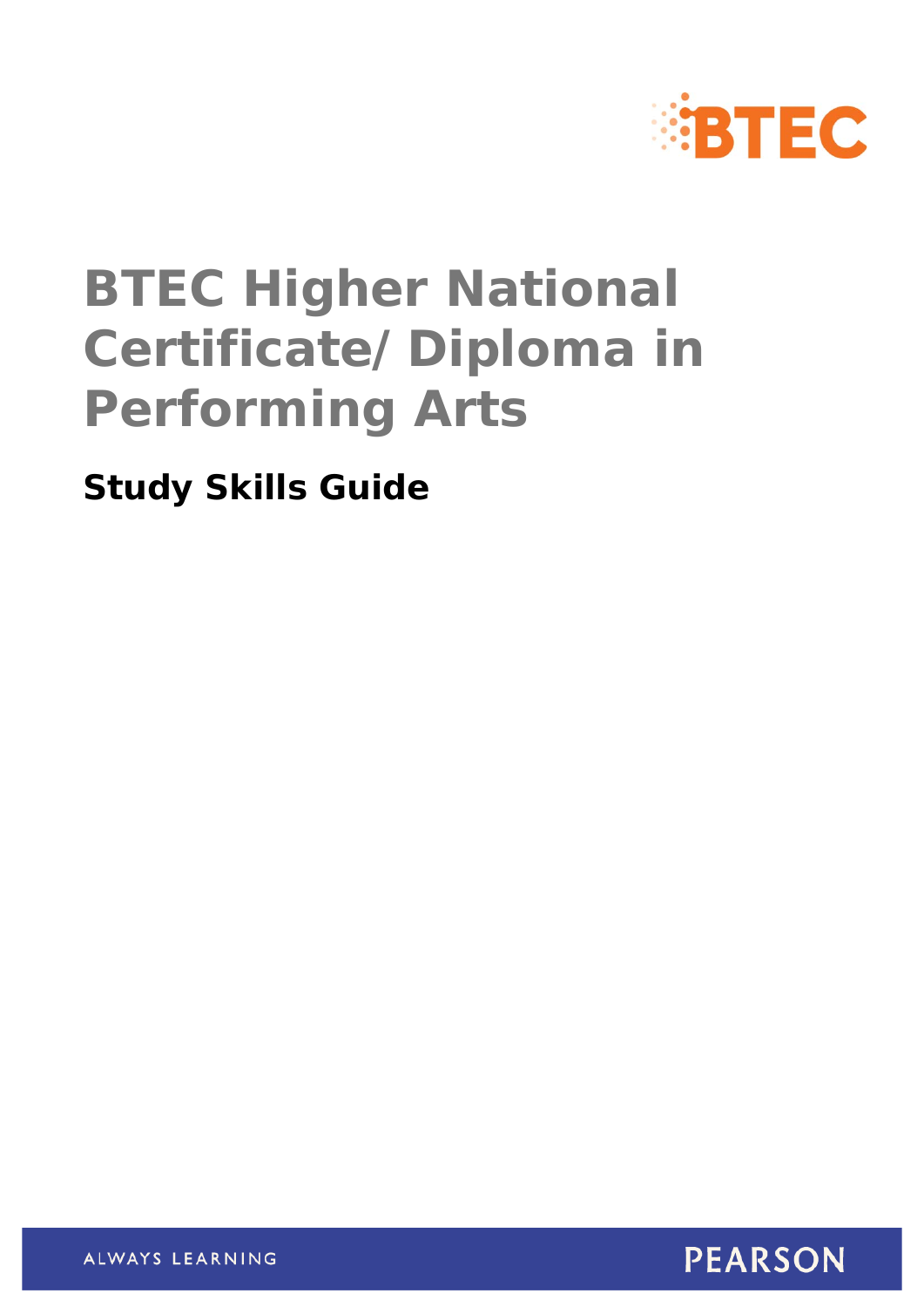BTEC

# BTEC Higher National Certificate/ Diploma in Performing Arts

## Study Skills Guide

ALWAYS LEARNING

PEARSON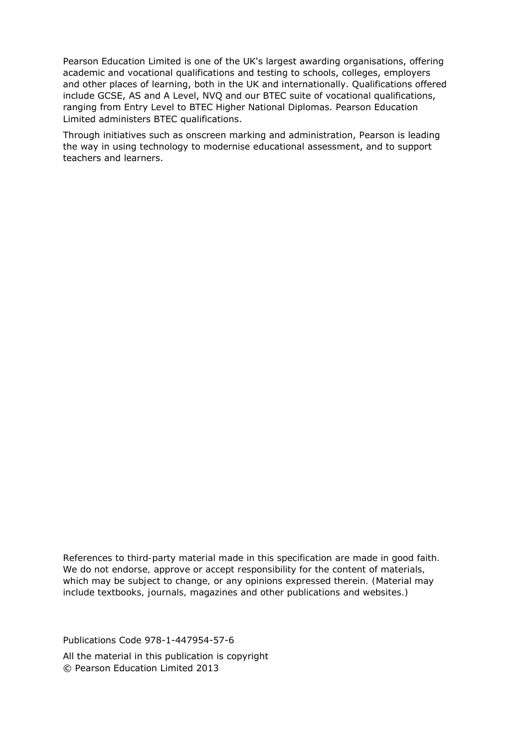Pearson Education Limited is one of the UK's largest awarding organisations, offering academic and vocational qualifications and testing to schools, colleges, employers and other places of learning, both in the UK and internationally. Qualifications offered include GCSE, AS and A Level, NVQ and our BTEC suite of vocational qualifications, ranging from Entry Level to BTEC Higher National Diplomas. Pearson Education Limited administers BTEC qualifications.

Through initiatives such as onscreen marking and administration, Pearson is leading the way in using technology to modernise educational assessment, and to support teachers and learners.

References to third-party material made in this specification are made in good faith. We do not endorse, approve or accept responsibility for the content of materials, which may be subject to change, or any opinions expressed therein. (Material may include textbooks, journals, magazines and other publications and websites.)

Publications Code 978-1-447954-57-6

All the material in this publication is copyright
© Pearson Education Limited 2013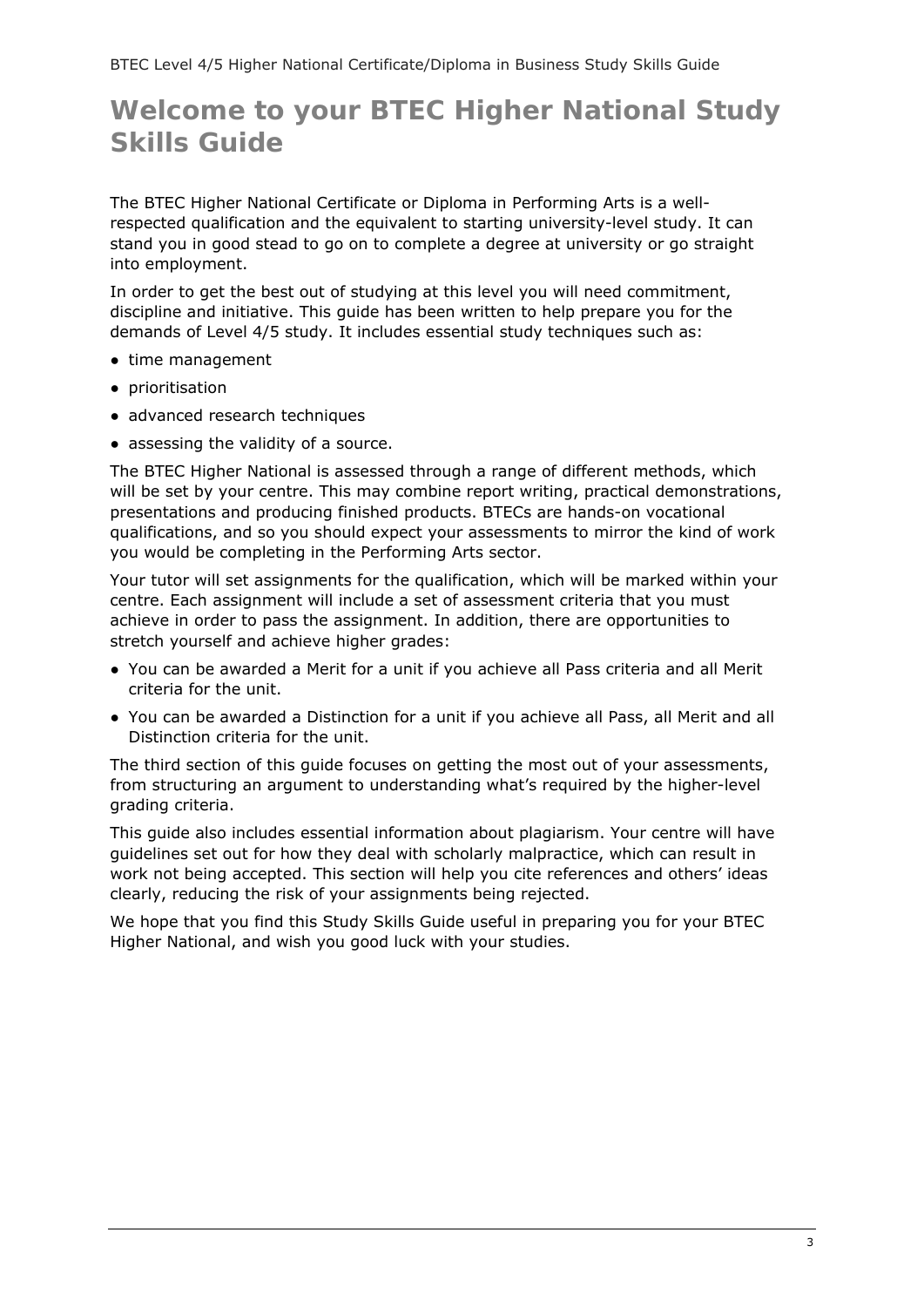# Welcome to your BTEC Higher National Study Skills Guide

The BTEC Higher National Certificate or Diploma in Performing Arts is a well-respected qualification and the equivalent to starting university-level study. It can stand you in good stead to go on to complete a degree at university or go straight into employment.

In order to get the best out of studying at this level you will need commitment, discipline and initiative. This guide has been written to help prepare you for the demands of Level 4/5 study. It includes essential study techniques such as:

- time management
- prioritisation
- advanced research techniques
- assessing the validity of a source.

The BTEC Higher National is assessed through a range of different methods, which will be set by your centre. This may combine report writing, practical demonstrations, presentations and producing finished products. BTECs are hands-on vocational qualifications, and so you should expect your assessments to mirror the kind of work you would be completing in the Performing Arts sector.

Your tutor will set assignments for the qualification, which will be marked within your centre. Each assignment will include a set of assessment criteria that you must achieve in order to pass the assignment. In addition, there are opportunities to stretch yourself and achieve higher grades:

- You can be awarded a Merit for a unit if you achieve all Pass criteria and all Merit criteria for the unit.
- You can be awarded a Distinction for a unit if you achieve all Pass, all Merit and all Distinction criteria for the unit.

The third section of this guide focuses on getting the most out of your assessments, from structuring an argument to understanding what's required by the higher-level grading criteria.

This guide also includes essential information about plagiarism. Your centre will have guidelines set out for how they deal with scholarly malpractice, which can result in work not being accepted. This section will help you cite references and others' ideas clearly, reducing the risk of your assignments being rejected.

We hope that you find this Study Skills Guide useful in preparing you for your BTEC Higher National, and wish you good luck with your studies.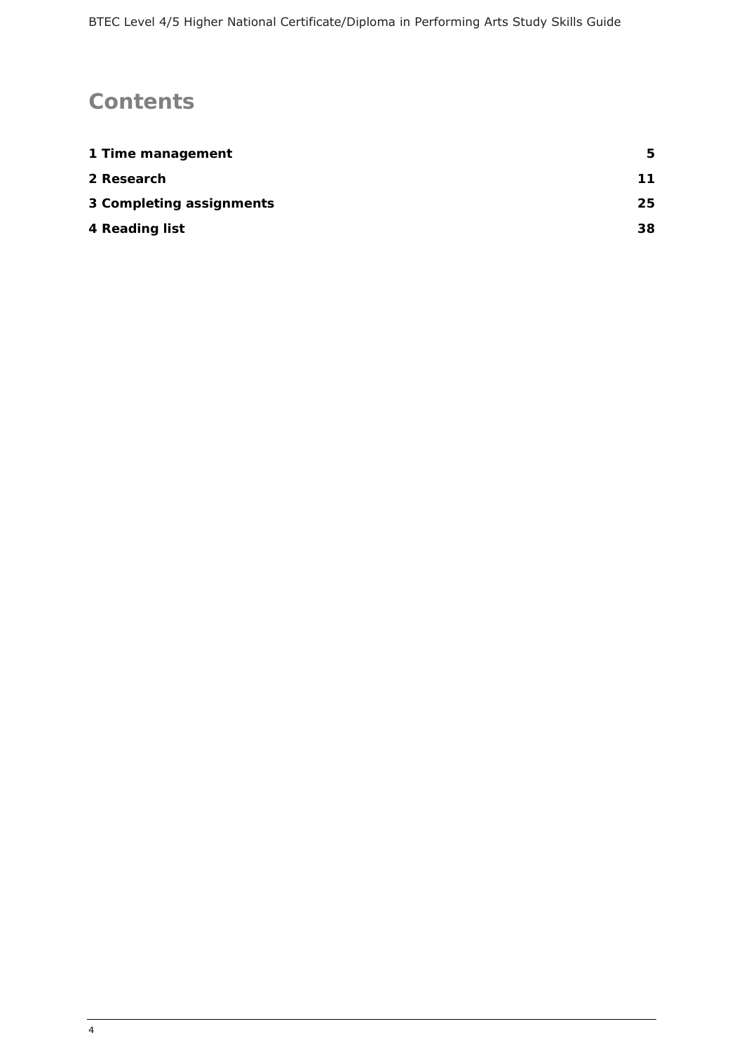# Contents

| | |
|---|---|
| **1 Time management** | **5** |
| **2 Research** | **11** |
| **3 Completing assignments** | **25** |
| **4 Reading list** | **38** |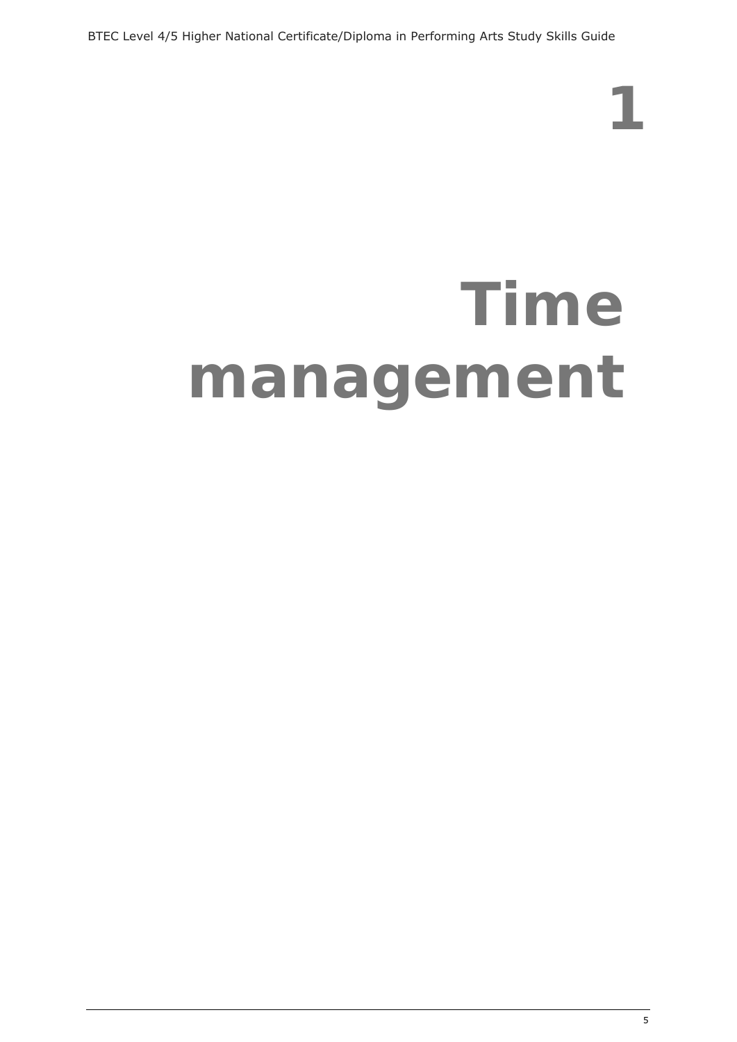# 1

# Time management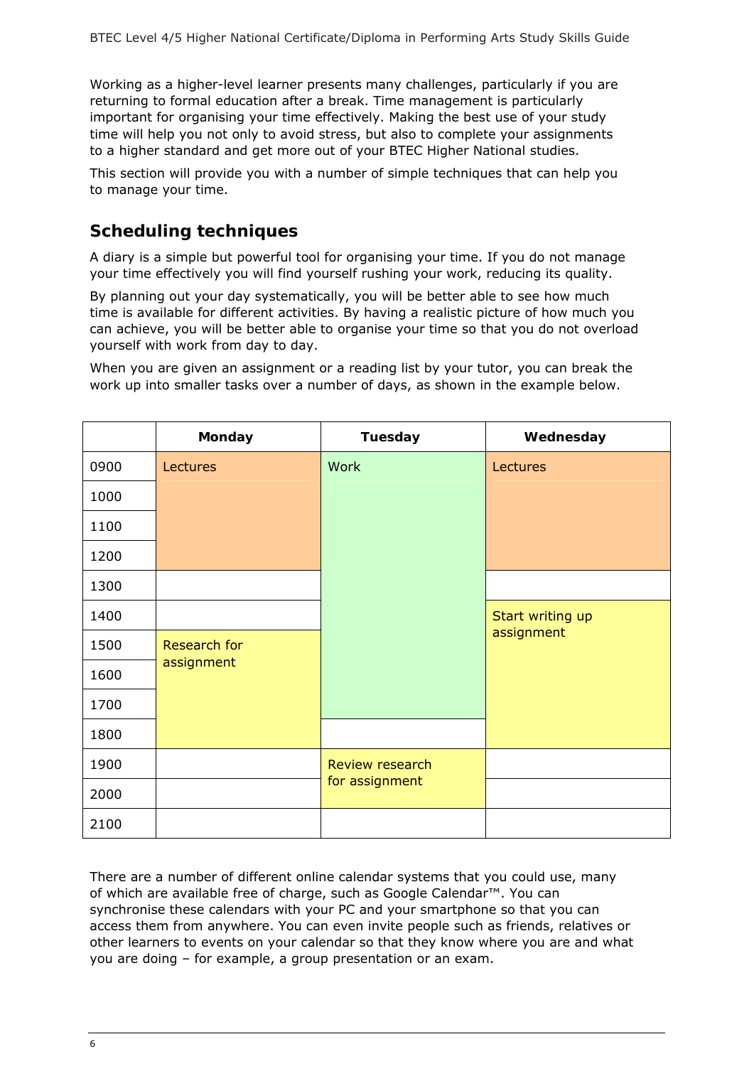Working as a higher-level learner presents many challenges, particularly if you are returning to formal education after a break. Time management is particularly important for organising your time effectively. Making the best use of your study time will help you not only to avoid stress, but also to complete your assignments to a higher standard and get more out of your BTEC Higher National studies.

This section will provide you with a number of simple techniques that can help you to manage your time.

## Scheduling techniques

A diary is a simple but powerful tool for organising your time. If you do not manage your time effectively you will find yourself rushing your work, reducing its quality.

By planning out your day systematically, you will be better able to see how much time is available for different activities. By having a realistic picture of how much you can achieve, you will be better able to organise your time so that you do not overload yourself with work from day to day.

When you are given an assignment or a reading list by your tutor, you can break the work up into smaller tasks over a number of days, as shown in the example below.

| | **Monday** | **Tuesday** | **Wednesday** |
|---|---|---|---|
| 0900 | Lectures | Work | Lectures |
| 1000 | | | |
| 1100 | | | |
| 1200 | | | |
| 1300 | | | |
| 1400 | | | Start writing up assignment |
| 1500 | Research for assignment | | |
| 1600 | | | |
| 1700 | | | |
| 1800 | | | |
| 1900 | | Review research for assignment | |
| 2000 | | | |
| 2100 | | | |

There are a number of different online calendar systems that you could use, many of which are available free of charge, such as Google Calendar™. You can synchronise these calendars with your PC and your smartphone so that you can access them from anywhere. You can even invite people such as friends, relatives or other learners to events on your calendar so that they know where you are and what you are doing – for example, a group presentation or an exam.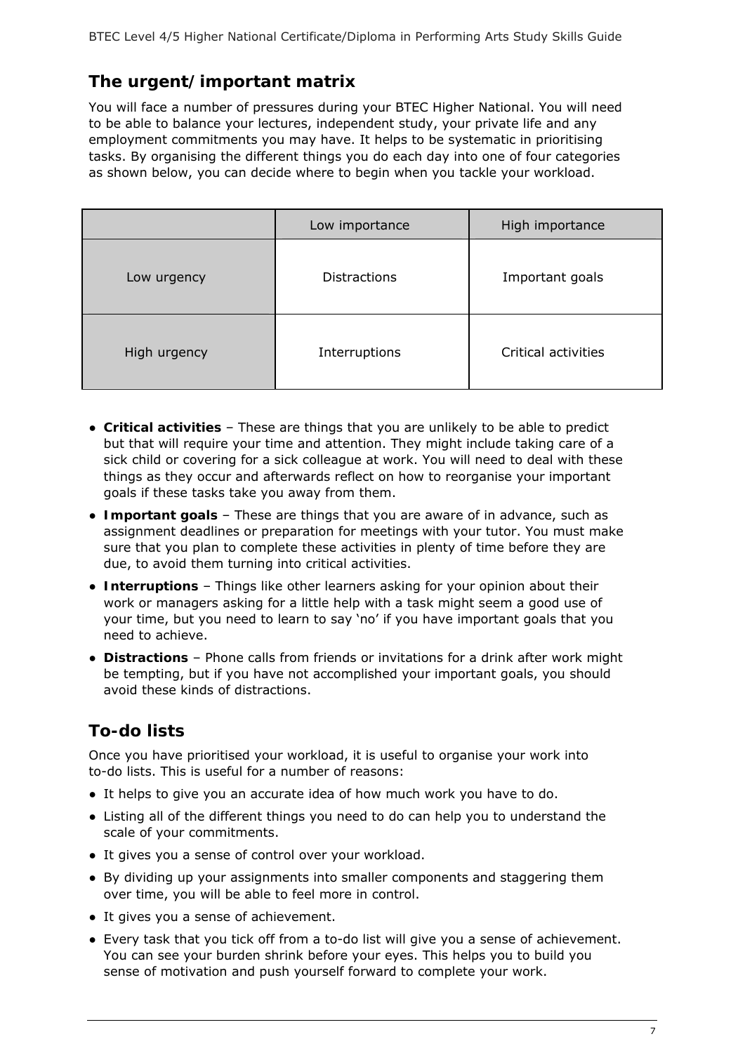## The urgent/important matrix

You will face a number of pressures during your BTEC Higher National. You will need to be able to balance your lectures, independent study, your private life and any employment commitments you may have. It helps to be systematic in prioritising tasks. By organising the different things you do each day into one of four categories as shown below, you can decide where to begin when you tackle your workload.

| | Low importance | High importance |
|---|---|---|
| Low urgency | Distractions | Important goals |
| High urgency | Interruptions | Critical activities |

- **Critical activities** – These are things that you are unlikely to be able to predict but that will require your time and attention. They might include taking care of a sick child or covering for a sick colleague at work. You will need to deal with these things as they occur and afterwards reflect on how to reorganise your important goals if these tasks take you away from them.
- **Important goals** – These are things that you are aware of in advance, such as assignment deadlines or preparation for meetings with your tutor. You must make sure that you plan to complete these activities in plenty of time before they are due, to avoid them turning into critical activities.
- **Interruptions** – Things like other learners asking for your opinion about their work or managers asking for a little help with a task might seem a good use of your time, but you need to learn to say 'no' if you have important goals that you need to achieve.
- **Distractions** – Phone calls from friends or invitations for a drink after work might be tempting, but if you have not accomplished your important goals, you should avoid these kinds of distractions.

## To-do lists

Once you have prioritised your workload, it is useful to organise your work into to-do lists. This is useful for a number of reasons:

- It helps to give you an accurate idea of how much work you have to do.
- Listing all of the different things you need to do can help you to understand the scale of your commitments.
- It gives you a sense of control over your workload.
- By dividing up your assignments into smaller components and staggering them over time, you will be able to feel more in control.
- It gives you a sense of achievement.
- Every task that you tick off from a to-do list will give you a sense of achievement. You can see your burden shrink before your eyes. This helps you to build you sense of motivation and push yourself forward to complete your work.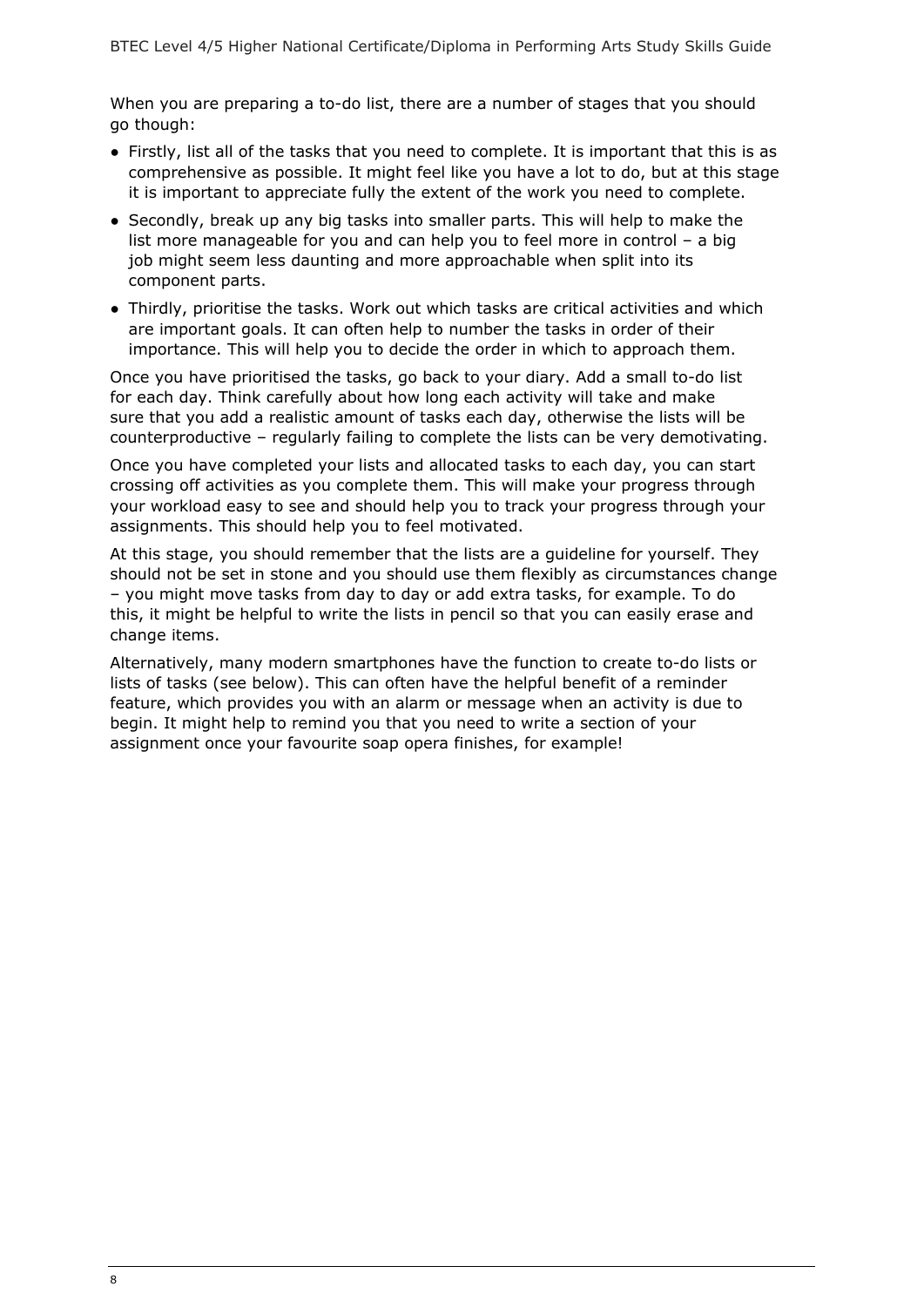When you are preparing a to-do list, there are a number of stages that you should go though:

- Firstly, list all of the tasks that you need to complete. It is important that this is as comprehensive as possible. It might feel like you have a lot to do, but at this stage it is important to appreciate fully the extent of the work you need to complete.
- Secondly, break up any big tasks into smaller parts. This will help to make the list more manageable for you and can help you to feel more in control – a big job might seem less daunting and more approachable when split into its component parts.
- Thirdly, prioritise the tasks. Work out which tasks are critical activities and which are important goals. It can often help to number the tasks in order of their importance. This will help you to decide the order in which to approach them.

Once you have prioritised the tasks, go back to your diary. Add a small to-do list for each day. Think carefully about how long each activity will take and make sure that you add a realistic amount of tasks each day, otherwise the lists will be counterproductive – regularly failing to complete the lists can be very demotivating.

Once you have completed your lists and allocated tasks to each day, you can start crossing off activities as you complete them. This will make your progress through your workload easy to see and should help you to track your progress through your assignments. This should help you to feel motivated.

At this stage, you should remember that the lists are a guideline for yourself. They should not be set in stone and you should use them flexibly as circumstances change – you might move tasks from day to day or add extra tasks, for example. To do this, it might be helpful to write the lists in pencil so that you can easily erase and change items.

Alternatively, many modern smartphones have the function to create to-do lists or lists of tasks (see below). This can often have the helpful benefit of a reminder feature, which provides you with an alarm or message when an activity is due to begin. It might help to remind you that you need to write a section of your assignment once your favourite soap opera finishes, for example!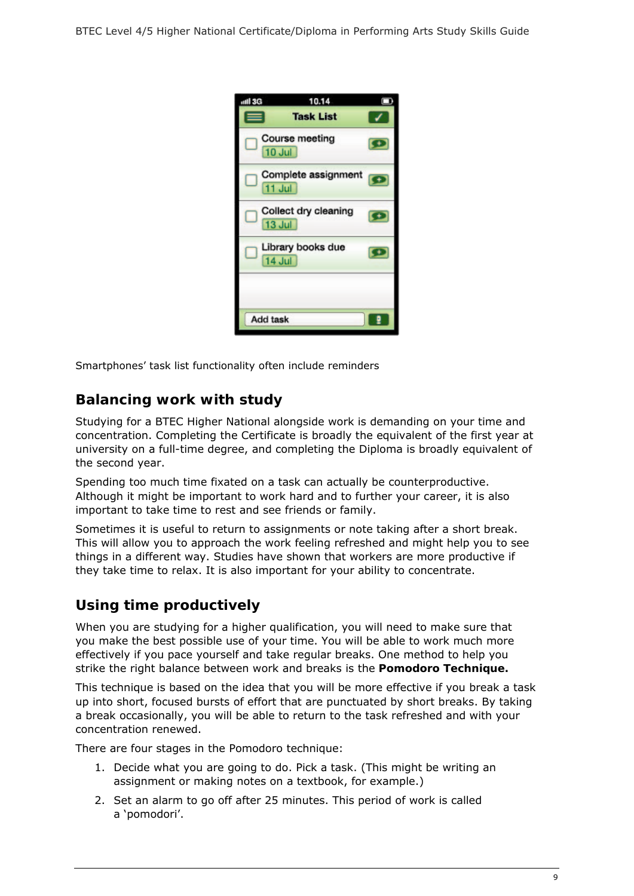Smartphones' task list functionality often include reminders

## Balancing work with study

Studying for a BTEC Higher National alongside work is demanding on your time and concentration. Completing the Certificate is broadly the equivalent of the first year at university on a full-time degree, and completing the Diploma is broadly equivalent of the second year.

Spending too much time fixated on a task can actually be counterproductive. Although it might be important to work hard and to further your career, it is also important to take time to rest and see friends or family.

Sometimes it is useful to return to assignments or note taking after a short break. This will allow you to approach the work feeling refreshed and might help you to see things in a different way. Studies have shown that workers are more productive if they take time to relax. It is also important for your ability to concentrate.

## Using time productively

When you are studying for a higher qualification, you will need to make sure that you make the best possible use of your time. You will be able to work much more effectively if you pace yourself and take regular breaks. One method to help you strike the right balance between work and breaks is the **Pomodoro Technique.**

This technique is based on the idea that you will be more effective if you break a task up into short, focused bursts of effort that are punctuated by short breaks. By taking a break occasionally, you will be able to return to the task refreshed and with your concentration renewed.

There are four stages in the Pomodoro technique:

1. Decide what you are going to do. Pick a task. (This might be writing an assignment or making notes on a textbook, for example.)
2. Set an alarm to go off after 25 minutes. This period of work is called a 'pomodori'.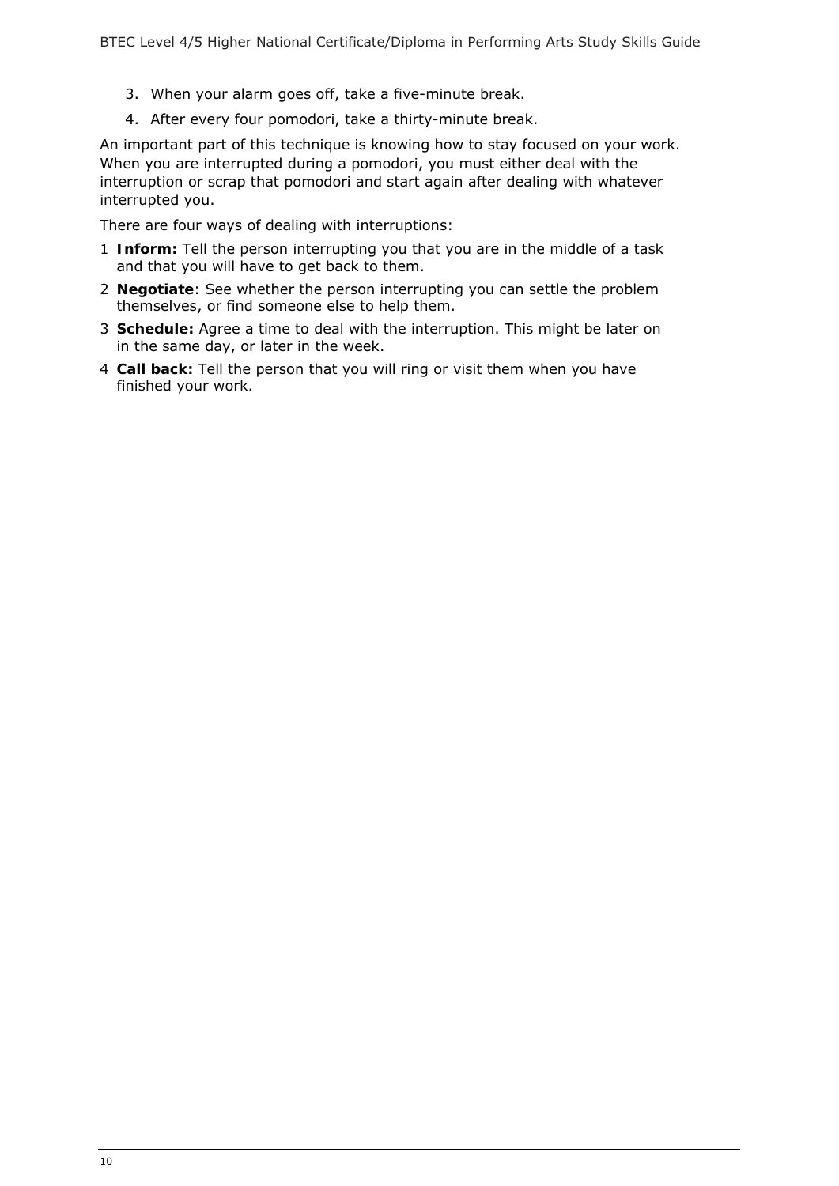3. When your alarm goes off, take a five-minute break.
4. After every four pomodori, take a thirty-minute break.

An important part of this technique is knowing how to stay focused on your work. When you are interrupted during a pomodori, you must either deal with the interruption or scrap that pomodori and start again after dealing with whatever interrupted you.

There are four ways of dealing with interruptions:

1. **Inform:** Tell the person interrupting you that you are in the middle of a task and that you will have to get back to them.
2. **Negotiate**: See whether the person interrupting you can settle the problem themselves, or find someone else to help them.
3. **Schedule:** Agree a time to deal with the interruption. This might be later on in the same day, or later in the week.
4. **Call back:** Tell the person that you will ring or visit them when you have finished your work.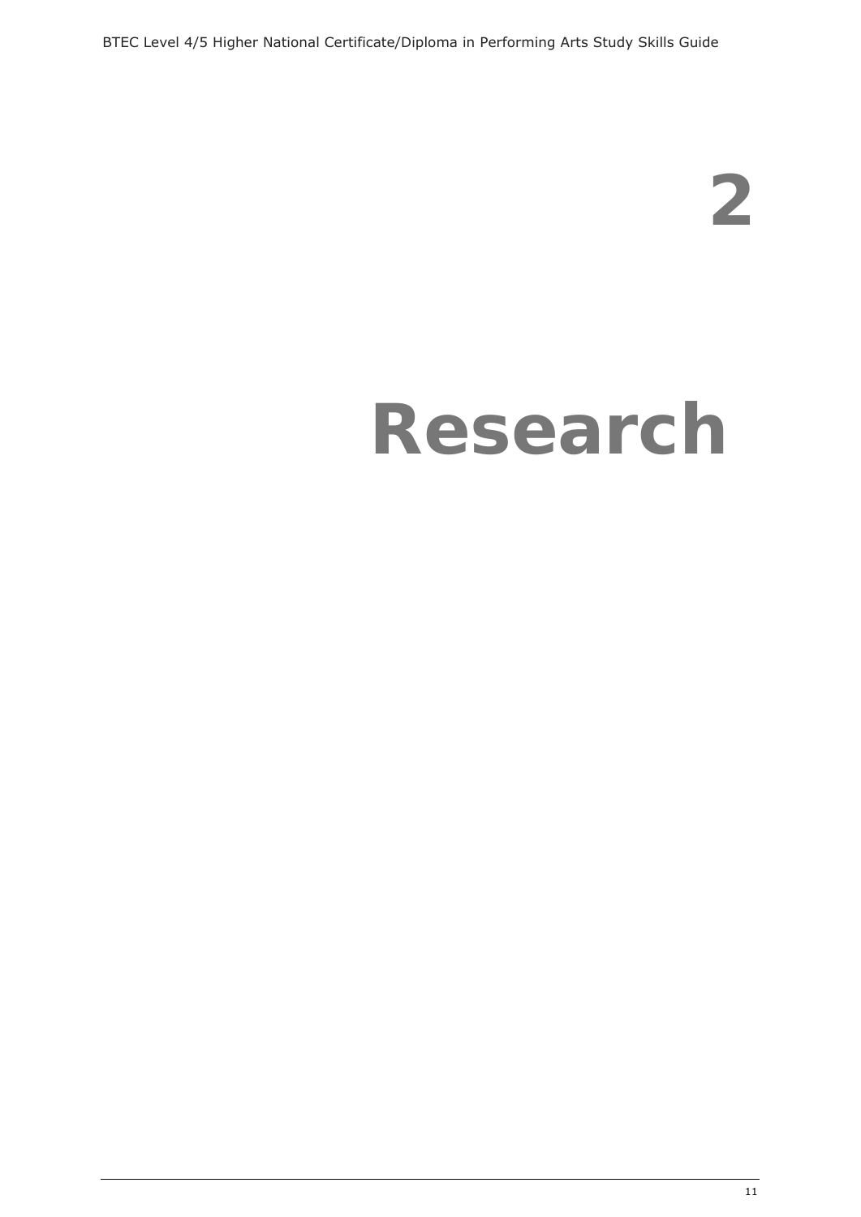# 2

# Research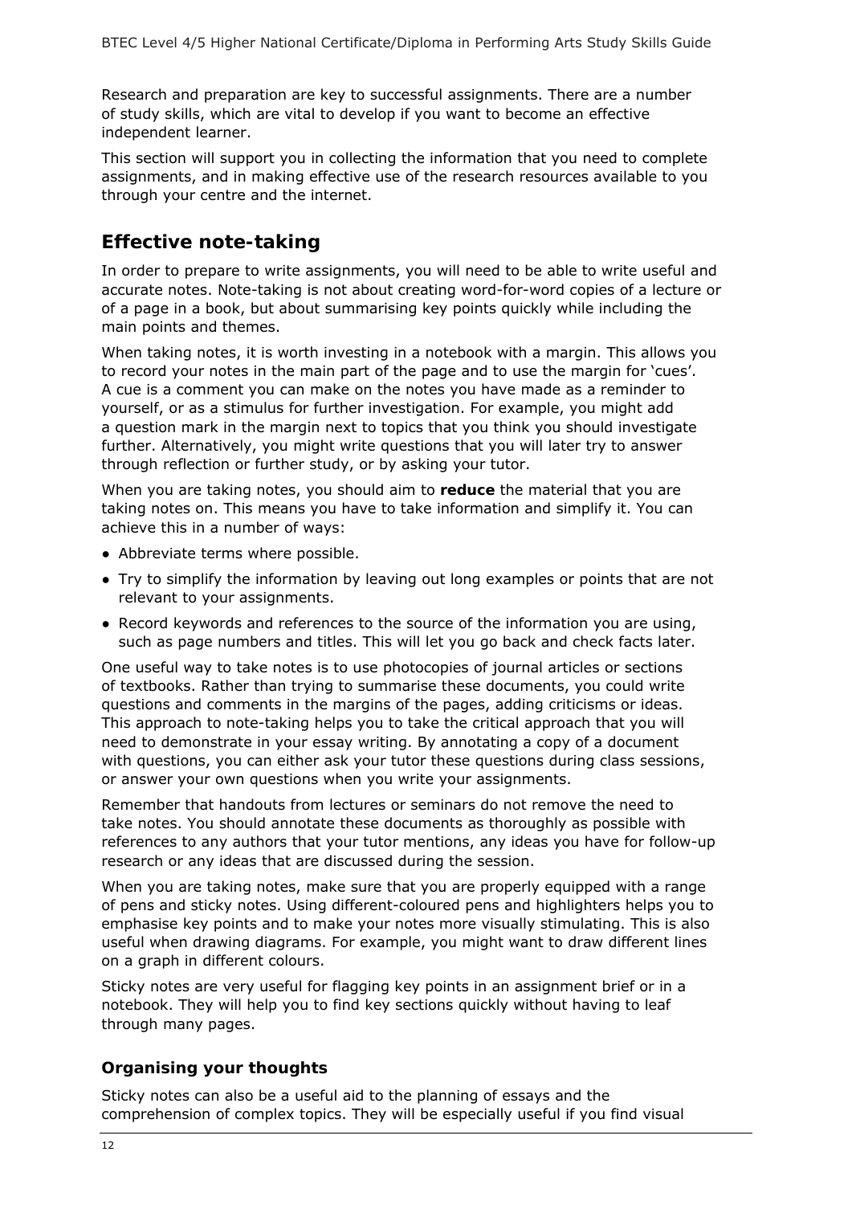Research and preparation are key to successful assignments. There are a number of study skills, which are vital to develop if you want to become an effective independent learner.

This section will support you in collecting the information that you need to complete assignments, and in making effective use of the research resources available to you through your centre and the internet.

## Effective note-taking

In order to prepare to write assignments, you will need to be able to write useful and accurate notes. Note-taking is not about creating word-for-word copies of a lecture or of a page in a book, but about summarising key points quickly while including the main points and themes.

When taking notes, it is worth investing in a notebook with a margin. This allows you to record your notes in the main part of the page and to use the margin for 'cues'. A cue is a comment you can make on the notes you have made as a reminder to yourself, or as a stimulus for further investigation. For example, you might add a question mark in the margin next to topics that you think you should investigate further. Alternatively, you might write questions that you will later try to answer through reflection or further study, or by asking your tutor.

When you are taking notes, you should aim to **reduce** the material that you are taking notes on. This means you have to take information and simplify it. You can achieve this in a number of ways:

- Abbreviate terms where possible.
- Try to simplify the information by leaving out long examples or points that are not relevant to your assignments.
- Record keywords and references to the source of the information you are using, such as page numbers and titles. This will let you go back and check facts later.

One useful way to take notes is to use photocopies of journal articles or sections of textbooks. Rather than trying to summarise these documents, you could write questions and comments in the margins of the pages, adding criticisms or ideas. This approach to note-taking helps you to take the critical approach that you will need to demonstrate in your essay writing. By annotating a copy of a document with questions, you can either ask your tutor these questions during class sessions, or answer your own questions when you write your assignments.

Remember that handouts from lectures or seminars do not remove the need to take notes. You should annotate these documents as thoroughly as possible with references to any authors that your tutor mentions, any ideas you have for follow-up research or any ideas that are discussed during the session.

When you are taking notes, make sure that you are properly equipped with a range of pens and sticky notes. Using different-coloured pens and highlighters helps you to emphasise key points and to make your notes more visually stimulating. This is also useful when drawing diagrams. For example, you might want to draw different lines on a graph in different colours.

Sticky notes are very useful for flagging key points in an assignment brief or in a notebook. They will help you to find key sections quickly without having to leaf through many pages.

### Organising your thoughts

Sticky notes can also be a useful aid to the planning of essays and the comprehension of complex topics. They will be especially useful if you find visual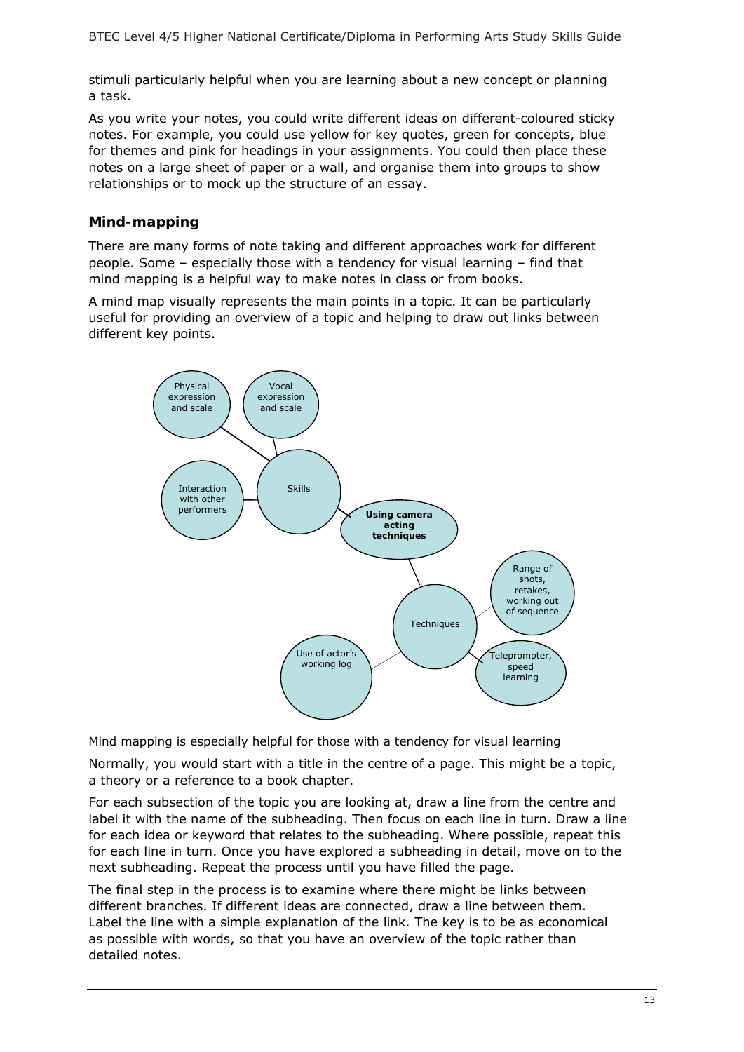stimuli particularly helpful when you are learning about a new concept or planning a task.

As you write your notes, you could write different ideas on different-coloured sticky notes. For example, you could use yellow for key quotes, green for concepts, blue for themes and pink for headings in your assignments. You could then place these notes on a large sheet of paper or a wall, and organise them into groups to show relationships or to mock up the structure of an essay.

## Mind-mapping

There are many forms of note taking and different approaches work for different people. Some – especially those with a tendency for visual learning – find that mind mapping is a helpful way to make notes in class or from books.

A mind map visually represents the main points in a topic. It can be particularly useful for providing an overview of a topic and helping to draw out links between different key points.

- **Using camera acting techniques**
  - Skills
    - Physical expression and scale
    - Vocal expression and scale
    - Interaction with other performers
  - Techniques
    - Range of shots, retakes, working out of sequence
    - Teleprompter, speed learning
    - Use of actor's working log

Mind mapping is especially helpful for those with a tendency for visual learning

Normally, you would start with a title in the centre of a page. This might be a topic, a theory or a reference to a book chapter.

For each subsection of the topic you are looking at, draw a line from the centre and label it with the name of the subheading. Then focus on each line in turn. Draw a line for each idea or keyword that relates to the subheading. Where possible, repeat this for each line in turn. Once you have explored a subheading in detail, move on to the next subheading. Repeat the process until you have filled the page.

The final step in the process is to examine where there might be links between different branches. If different ideas are connected, draw a line between them. Label the line with a simple explanation of the link. The key is to be as economical as possible with words, so that you have an overview of the topic rather than detailed notes.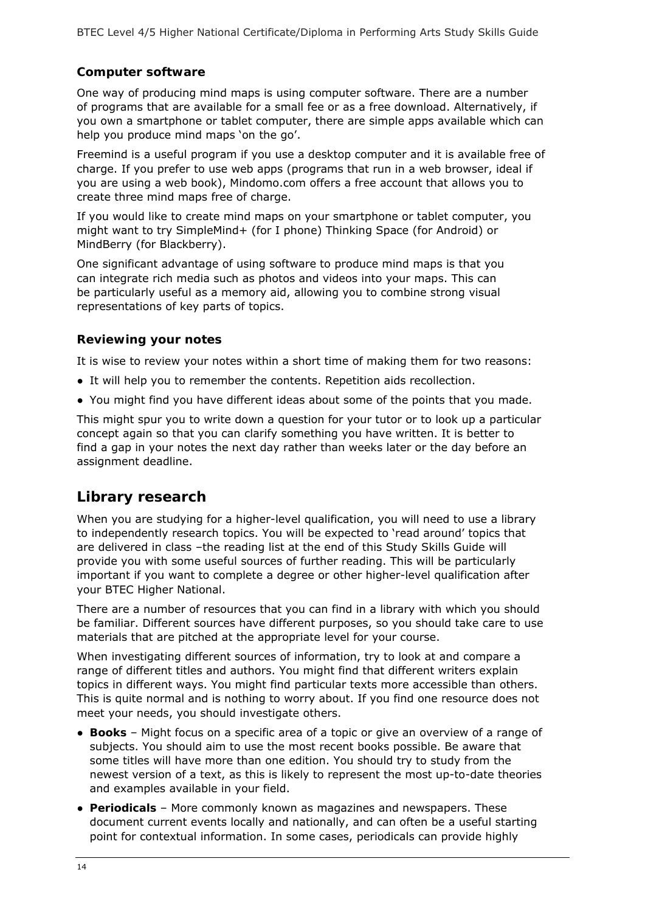### Computer software

One way of producing mind maps is using computer software. There are a number of programs that are available for a small fee or as a free download. Alternatively, if you own a smartphone or tablet computer, there are simple apps available which can help you produce mind maps 'on the go'.

Freemind is a useful program if you use a desktop computer and it is available free of charge. If you prefer to use web apps (programs that run in a web browser, ideal if you are using a web book), Mindomo.com offers a free account that allows you to create three mind maps free of charge.

If you would like to create mind maps on your smartphone or tablet computer, you might want to try SimpleMind+ (for I phone) Thinking Space (for Android) or MindBerry (for Blackberry).

One significant advantage of using software to produce mind maps is that you can integrate rich media such as photos and videos into your maps. This can be particularly useful as a memory aid, allowing you to combine strong visual representations of key parts of topics.

### Reviewing your notes

It is wise to review your notes within a short time of making them for two reasons:

- It will help you to remember the contents. Repetition aids recollection.
- You might find you have different ideas about some of the points that you made.

This might spur you to write down a question for your tutor or to look up a particular concept again so that you can clarify something you have written. It is better to find a gap in your notes the next day rather than weeks later or the day before an assignment deadline.

## Library research

When you are studying for a higher-level qualification, you will need to use a library to independently research topics. You will be expected to 'read around' topics that are delivered in class –the reading list at the end of this Study Skills Guide will provide you with some useful sources of further reading. This will be particularly important if you want to complete a degree or other higher-level qualification after your BTEC Higher National.

There are a number of resources that you can find in a library with which you should be familiar. Different sources have different purposes, so you should take care to use materials that are pitched at the appropriate level for your course.

When investigating different sources of information, try to look at and compare a range of different titles and authors. You might find that different writers explain topics in different ways. You might find particular texts more accessible than others. This is quite normal and is nothing to worry about. If you find one resource does not meet your needs, you should investigate others.

- **Books** – Might focus on a specific area of a topic or give an overview of a range of subjects. You should aim to use the most recent books possible. Be aware that some titles will have more than one edition. You should try to study from the newest version of a text, as this is likely to represent the most up-to-date theories and examples available in your field.
- **Periodicals** – More commonly known as magazines and newspapers. These document current events locally and nationally, and can often be a useful starting point for contextual information. In some cases, periodicals can provide highly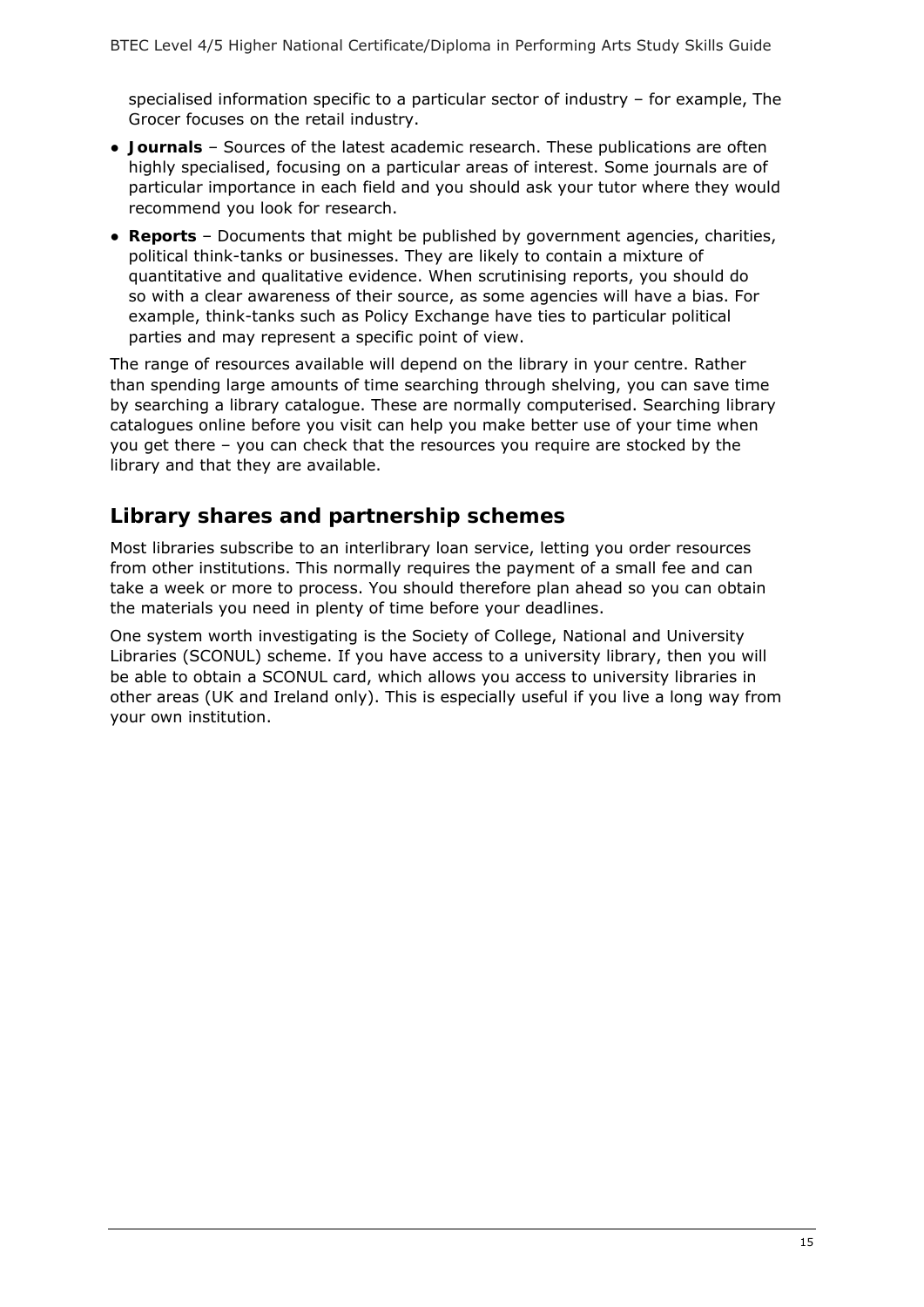specialised information specific to a particular sector of industry – for example, The Grocer focuses on the retail industry.

- **Journals** – Sources of the latest academic research. These publications are often highly specialised, focusing on a particular areas of interest. Some journals are of particular importance in each field and you should ask your tutor where they would recommend you look for research.
- **Reports** – Documents that might be published by government agencies, charities, political think-tanks or businesses. They are likely to contain a mixture of quantitative and qualitative evidence. When scrutinising reports, you should do so with a clear awareness of their source, as some agencies will have a bias. For example, think-tanks such as Policy Exchange have ties to particular political parties and may represent a specific point of view.

The range of resources available will depend on the library in your centre. Rather than spending large amounts of time searching through shelving, you can save time by searching a library catalogue. These are normally computerised. Searching library catalogues online before you visit can help you make better use of your time when you get there – you can check that the resources you require are stocked by the library and that they are available.

## Library shares and partnership schemes

Most libraries subscribe to an interlibrary loan service, letting you order resources from other institutions. This normally requires the payment of a small fee and can take a week or more to process. You should therefore plan ahead so you can obtain the materials you need in plenty of time before your deadlines.

One system worth investigating is the Society of College, National and University Libraries (SCONUL) scheme. If you have access to a university library, then you will be able to obtain a SCONUL card, which allows you access to university libraries in other areas (UK and Ireland only). This is especially useful if you live a long way from your own institution.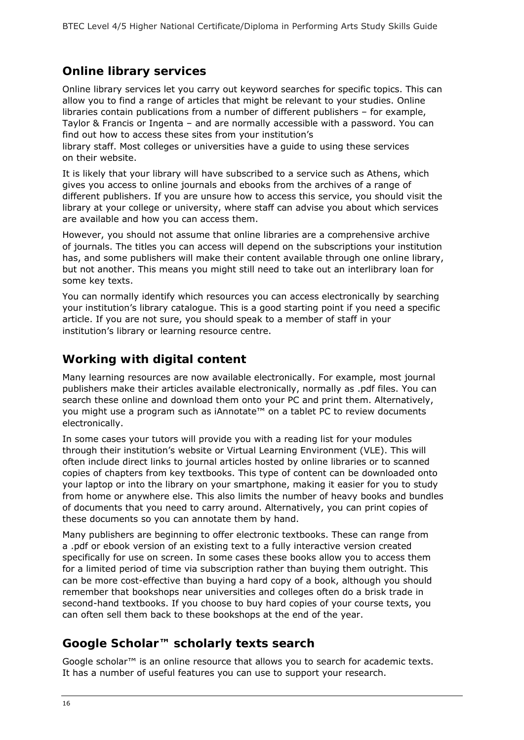## Online library services

Online library services let you carry out keyword searches for specific topics. This can allow you to find a range of articles that might be relevant to your studies. Online libraries contain publications from a number of different publishers – for example, Taylor & Francis or Ingenta – and are normally accessible with a password. You can find out how to access these sites from your institution's library staff. Most colleges or universities have a guide to using these services on their website.

It is likely that your library will have subscribed to a service such as Athens, which gives you access to online journals and ebooks from the archives of a range of different publishers. If you are unsure how to access this service, you should visit the library at your college or university, where staff can advise you about which services are available and how you can access them.

However, you should not assume that online libraries are a comprehensive archive of journals. The titles you can access will depend on the subscriptions your institution has, and some publishers will make their content available through one online library, but not another. This means you might still need to take out an interlibrary loan for some key texts.

You can normally identify which resources you can access electronically by searching your institution's library catalogue. This is a good starting point if you need a specific article. If you are not sure, you should speak to a member of staff in your institution's library or learning resource centre.

## Working with digital content

Many learning resources are now available electronically. For example, most journal publishers make their articles available electronically, normally as .pdf files. You can search these online and download them onto your PC and print them. Alternatively, you might use a program such as iAnnotate™ on a tablet PC to review documents electronically.

In some cases your tutors will provide you with a reading list for your modules through their institution's website or Virtual Learning Environment (VLE). This will often include direct links to journal articles hosted by online libraries or to scanned copies of chapters from key textbooks. This type of content can be downloaded onto your laptop or into the library on your smartphone, making it easier for you to study from home or anywhere else. This also limits the number of heavy books and bundles of documents that you need to carry around. Alternatively, you can print copies of these documents so you can annotate them by hand.

Many publishers are beginning to offer electronic textbooks. These can range from a .pdf or ebook version of an existing text to a fully interactive version created specifically for use on screen. In some cases these books allow you to access them for a limited period of time via subscription rather than buying them outright. This can be more cost-effective than buying a hard copy of a book, although you should remember that bookshops near universities and colleges often do a brisk trade in second-hand textbooks. If you choose to buy hard copies of your course texts, you can often sell them back to these bookshops at the end of the year.

## Google Scholar™ scholarly texts search

Google scholar™ is an online resource that allows you to search for academic texts. It has a number of useful features you can use to support your research.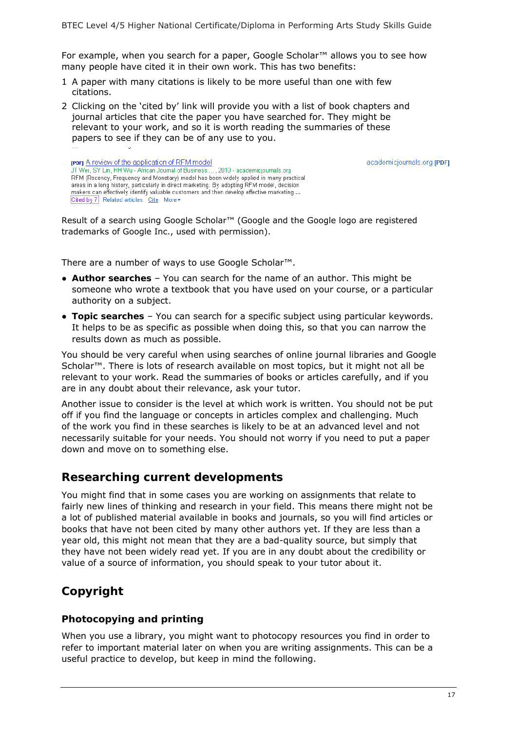For example, when you search for a paper, Google Scholar™ allows you to see how many people have cited it in their own work. This has two benefits:

1. A paper with many citations is likely to be more useful than one with few citations.
2. Clicking on the 'cited by' link will provide you with a list of book chapters and journal articles that cite the paper you have searched for. They might be relevant to your work, and so it is worth reading the summaries of these papers to see if they can be of any use to you.

[PDF] A review of the application of RFM model
JT Wei, SY Lin, HH Wu - African Journal of Business ..., 2010 - academicjournals.org
RFM (Recency, Frequency and Monetary) model has been widely applied in many practical areas in a long history, particularly in direct marketing. By adopting RFM model, decision makers can effectively identify valuable customers and then develop effective marketing ...
Cited by 7 Related articles Cite More▾

academicjournals.org [PDF]

Result of a search using Google Scholar™ (Google and the Google logo are registered trademarks of Google Inc., used with permission).

There are a number of ways to use Google Scholar™.

- **Author searches** – You can search for the name of an author. This might be someone who wrote a textbook that you have used on your course, or a particular authority on a subject.
- **Topic searches** – You can search for a specific subject using particular keywords. It helps to be as specific as possible when doing this, so that you can narrow the results down as much as possible.

You should be very careful when using searches of online journal libraries and Google Scholar™. There is lots of research available on most topics, but it might not all be relevant to your work. Read the summaries of books or articles carefully, and if you are in any doubt about their relevance, ask your tutor.

Another issue to consider is the level at which work is written. You should not be put off if you find the language or concepts in articles complex and challenging. Much of the work you find in these searches is likely to be at an advanced level and not necessarily suitable for your needs. You should not worry if you need to put a paper down and move on to something else.

## Researching current developments

You might find that in some cases you are working on assignments that relate to fairly new lines of thinking and research in your field. This means there might not be a lot of published material available in books and journals, so you will find articles or books that have not been cited by many other authors yet. If they are less than a year old, this might not mean that they are a bad-quality source, but simply that they have not been widely read yet. If you are in any doubt about the credibility or value of a source of information, you should speak to your tutor about it.

## Copyright

### Photocopying and printing

When you use a library, you might want to photocopy resources you find in order to refer to important material later on when you are writing assignments. This can be a useful practice to develop, but keep in mind the following.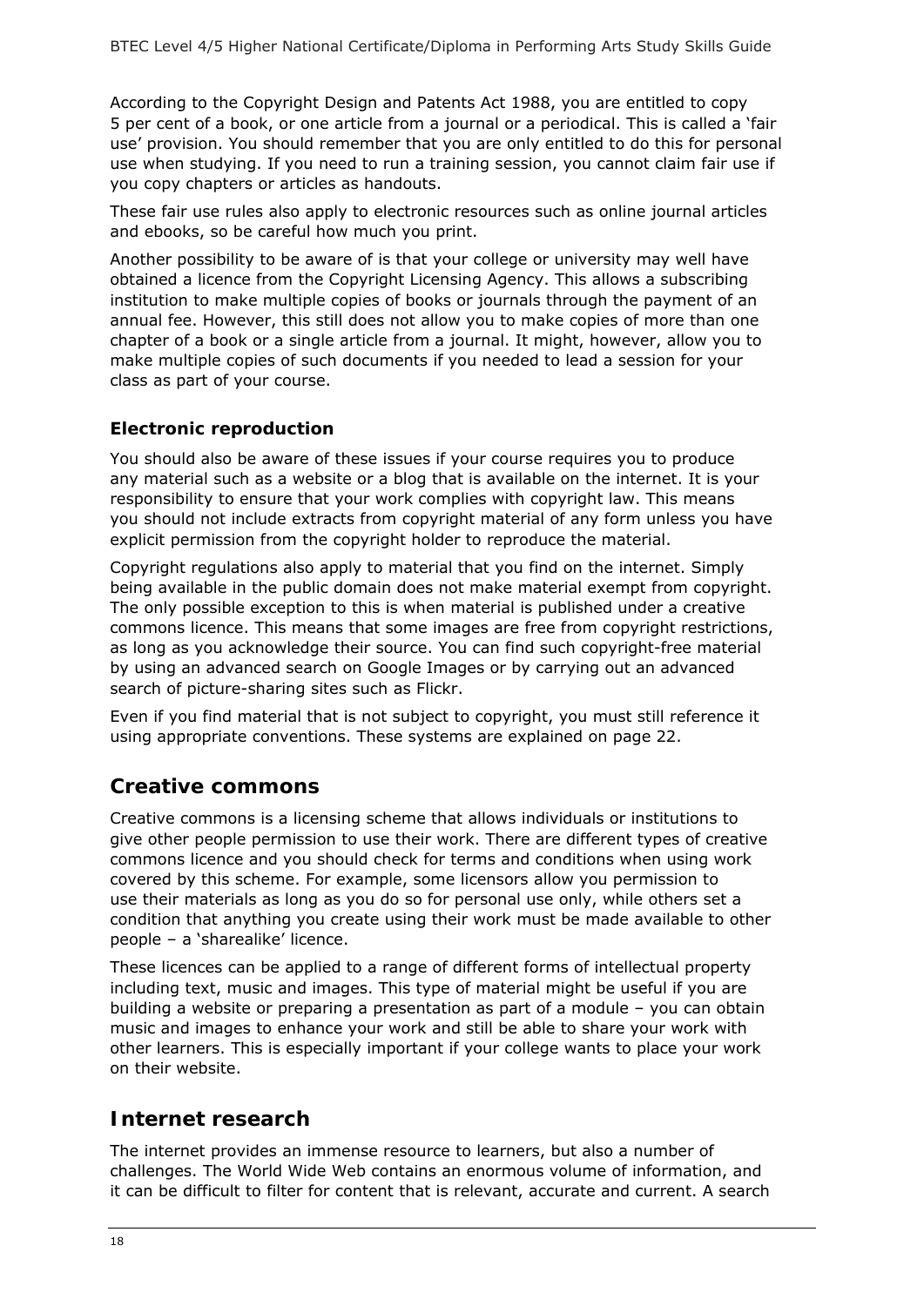According to the Copyright Design and Patents Act 1988, you are entitled to copy 5 per cent of a book, or one article from a journal or a periodical. This is called a 'fair use' provision. You should remember that you are only entitled to do this for personal use when studying. If you need to run a training session, you cannot claim fair use if you copy chapters or articles as handouts.

These fair use rules also apply to electronic resources such as online journal articles and ebooks, so be careful how much you print.

Another possibility to be aware of is that your college or university may well have obtained a licence from the Copyright Licensing Agency. This allows a subscribing institution to make multiple copies of books or journals through the payment of an annual fee. However, this still does not allow you to make copies of more than one chapter of a book or a single article from a journal. It might, however, allow you to make multiple copies of such documents if you needed to lead a session for your class as part of your course.

### Electronic reproduction

You should also be aware of these issues if your course requires you to produce any material such as a website or a blog that is available on the internet. It is your responsibility to ensure that your work complies with copyright law. This means you should not include extracts from copyright material of any form unless you have explicit permission from the copyright holder to reproduce the material.

Copyright regulations also apply to material that you find on the internet. Simply being available in the public domain does not make material exempt from copyright. The only possible exception to this is when material is published under a creative commons licence. This means that some images are free from copyright restrictions, as long as you acknowledge their source. You can find such copyright-free material by using an advanced search on Google Images or by carrying out an advanced search of picture-sharing sites such as Flickr.

Even if you find material that is not subject to copyright, you must still reference it using appropriate conventions. These systems are explained on page 22.

## Creative commons

Creative commons is a licensing scheme that allows individuals or institutions to give other people permission to use their work. There are different types of creative commons licence and you should check for terms and conditions when using work covered by this scheme. For example, some licensors allow you permission to use their materials as long as you do so for personal use only, while others set a condition that anything you create using their work must be made available to other people – a 'sharealike' licence.

These licences can be applied to a range of different forms of intellectual property including text, music and images. This type of material might be useful if you are building a website or preparing a presentation as part of a module – you can obtain music and images to enhance your work and still be able to share your work with other learners. This is especially important if your college wants to place your work on their website.

## Internet research

The internet provides an immense resource to learners, but also a number of challenges. The World Wide Web contains an enormous volume of information, and it can be difficult to filter for content that is relevant, accurate and current. A search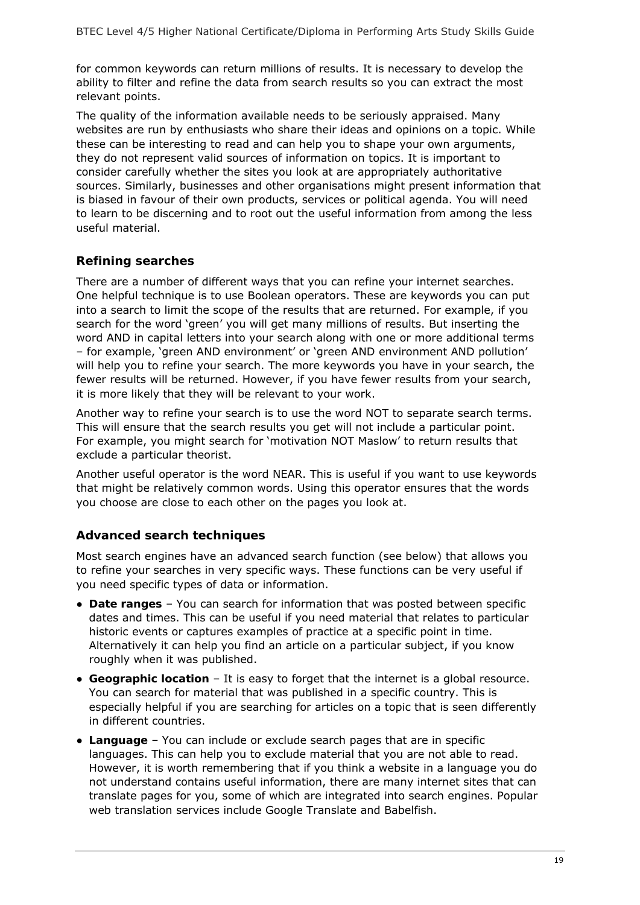for common keywords can return millions of results. It is necessary to develop the ability to filter and refine the data from search results so you can extract the most relevant points.

The quality of the information available needs to be seriously appraised. Many websites are run by enthusiasts who share their ideas and opinions on a topic. While these can be interesting to read and can help you to shape your own arguments, they do not represent valid sources of information on topics. It is important to consider carefully whether the sites you look at are appropriately authoritative sources. Similarly, businesses and other organisations might present information that is biased in favour of their own products, services or political agenda. You will need to learn to be discerning and to root out the useful information from among the less useful material.

### Refining searches

There are a number of different ways that you can refine your internet searches. One helpful technique is to use Boolean operators. These are keywords you can put into a search to limit the scope of the results that are returned. For example, if you search for the word 'green' you will get many millions of results. But inserting the word AND in capital letters into your search along with one or more additional terms – for example, 'green AND environment' or 'green AND environment AND pollution' will help you to refine your search. The more keywords you have in your search, the fewer results will be returned. However, if you have fewer results from your search, it is more likely that they will be relevant to your work.

Another way to refine your search is to use the word NOT to separate search terms. This will ensure that the search results you get will not include a particular point. For example, you might search for 'motivation NOT Maslow' to return results that exclude a particular theorist.

Another useful operator is the word NEAR. This is useful if you want to use keywords that might be relatively common words. Using this operator ensures that the words you choose are close to each other on the pages you look at.

### Advanced search techniques

Most search engines have an advanced search function (see below) that allows you to refine your searches in very specific ways. These functions can be very useful if you need specific types of data or information.

- **Date ranges** – You can search for information that was posted between specific dates and times. This can be useful if you need material that relates to particular historic events or captures examples of practice at a specific point in time. Alternatively it can help you find an article on a particular subject, if you know roughly when it was published.
- **Geographic location** – It is easy to forget that the internet is a global resource. You can search for material that was published in a specific country. This is especially helpful if you are searching for articles on a topic that is seen differently in different countries.
- **Language** – You can include or exclude search pages that are in specific languages. This can help you to exclude material that you are not able to read. However, it is worth remembering that if you think a website in a language you do not understand contains useful information, there are many internet sites that can translate pages for you, some of which are integrated into search engines. Popular web translation services include Google Translate and Babelfish.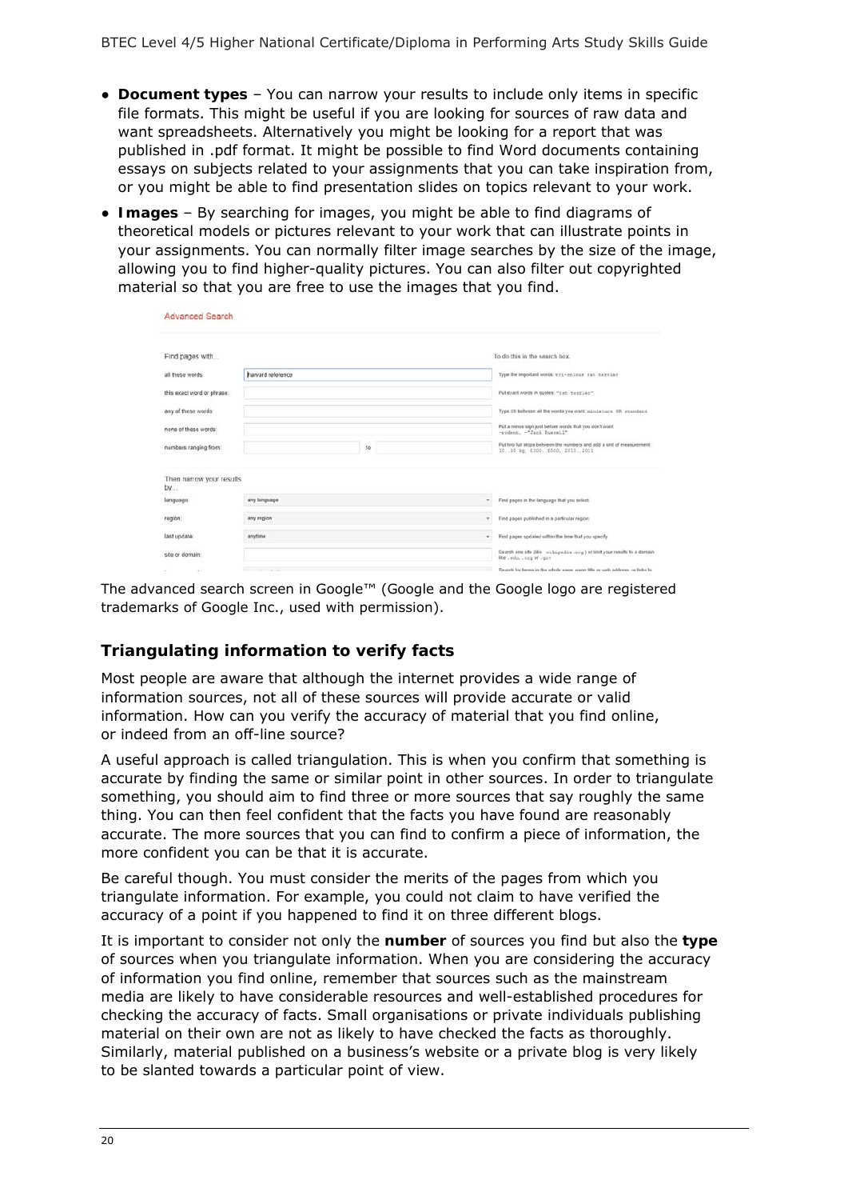- **Document types** – You can narrow your results to include only items in specific file formats. This might be useful if you are looking for sources of raw data and want spreadsheets. Alternatively you might be looking for a report that was published in .pdf format. It might be possible to find Word documents containing essays on subjects related to your assignments that you can take inspiration from, or you might be able to find presentation slides on topics relevant to your work.
- **Images** – By searching for images, you might be able to find diagrams of theoretical models or pictures relevant to your work that can illustrate points in your assignments. You can normally filter image searches by the size of the image, allowing you to find higher-quality pictures. You can also filter out copyrighted material so that you are free to use the images that you find.

The advanced search screen in Google™ (Google and the Google logo are registered trademarks of Google Inc., used with permission).

### Triangulating information to verify facts

Most people are aware that although the internet provides a wide range of information sources, not all of these sources will provide accurate or valid information. How can you verify the accuracy of material that you find online, or indeed from an off-line source?

A useful approach is called triangulation. This is when you confirm that something is accurate by finding the same or similar point in other sources. In order to triangulate something, you should aim to find three or more sources that say roughly the same thing. You can then feel confident that the facts you have found are reasonably accurate. The more sources that you can find to confirm a piece of information, the more confident you can be that it is accurate.

Be careful though. You must consider the merits of the pages from which you triangulate information. For example, you could not claim to have verified the accuracy of a point if you happened to find it on three different blogs.

It is important to consider not only the **number** of sources you find but also the **type** of sources when you triangulate information. When you are considering the accuracy of information you find online, remember that sources such as the mainstream media are likely to have considerable resources and well-established procedures for checking the accuracy of facts. Small organisations or private individuals publishing material on their own are not as likely to have checked the facts as thoroughly. Similarly, material published on a business's website or a private blog is very likely to be slanted towards a particular point of view.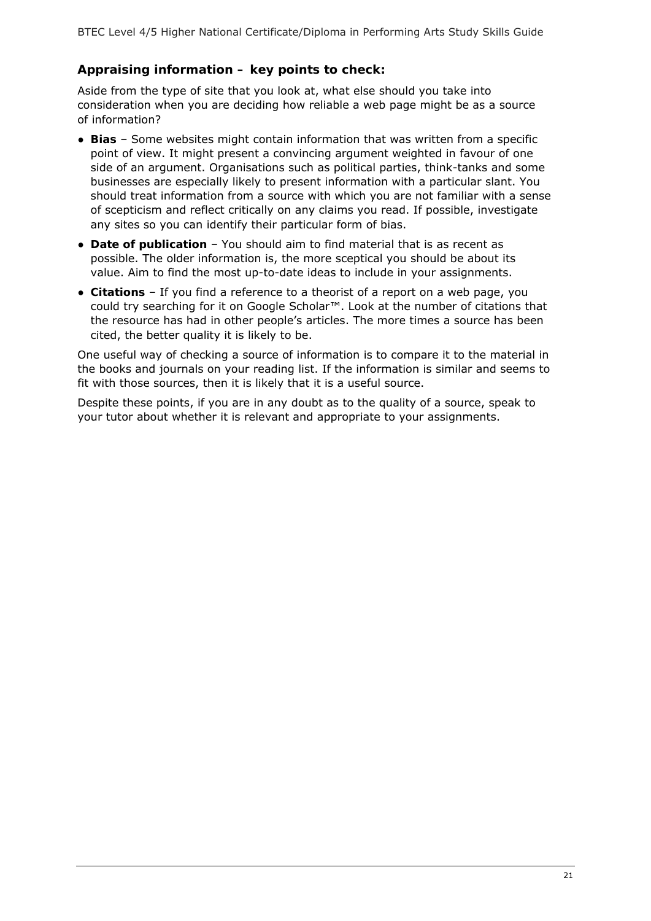### Appraising information – key points to check:

Aside from the type of site that you look at, what else should you take into consideration when you are deciding how reliable a web page might be as a source of information?

- **Bias** – Some websites might contain information that was written from a specific point of view. It might present a convincing argument weighted in favour of one side of an argument. Organisations such as political parties, think-tanks and some businesses are especially likely to present information with a particular slant. You should treat information from a source with which you are not familiar with a sense of scepticism and reflect critically on any claims you read. If possible, investigate any sites so you can identify their particular form of bias.
- **Date of publication** – You should aim to find material that is as recent as possible. The older information is, the more sceptical you should be about its value. Aim to find the most up-to-date ideas to include in your assignments.
- **Citations** – If you find a reference to a theorist of a report on a web page, you could try searching for it on Google Scholar™. Look at the number of citations that the resource has had in other people's articles. The more times a source has been cited, the better quality it is likely to be.

One useful way of checking a source of information is to compare it to the material in the books and journals on your reading list. If the information is similar and seems to fit with those sources, then it is likely that it is a useful source.

Despite these points, if you are in any doubt as to the quality of a source, speak to your tutor about whether it is relevant and appropriate to your assignments.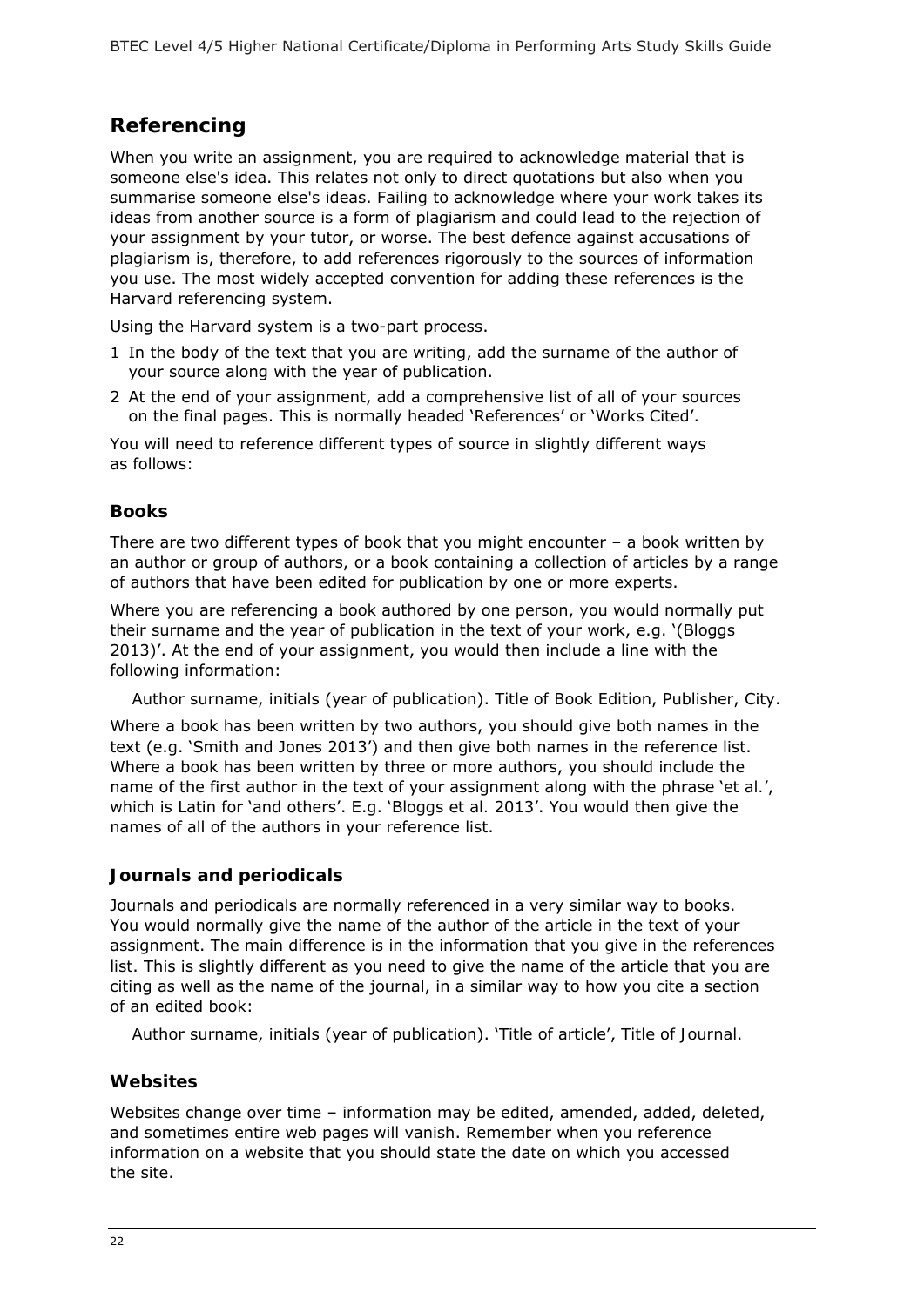## Referencing

When you write an assignment, you are required to acknowledge material that is someone else's idea. This relates not only to direct quotations but also when you summarise someone else's ideas. Failing to acknowledge where your work takes its ideas from another source is a form of plagiarism and could lead to the rejection of your assignment by your tutor, or worse. The best defence against accusations of plagiarism is, therefore, to add references rigorously to the sources of information you use. The most widely accepted convention for adding these references is the Harvard referencing system.

Using the Harvard system is a two-part process.

1. In the body of the text that you are writing, add the surname of the author of your source along with the year of publication.
2. At the end of your assignment, add a comprehensive list of all of your sources on the final pages. This is normally headed 'References' or 'Works Cited'.

You will need to reference different types of source in slightly different ways as follows:

### Books

There are two different types of book that you might encounter – a book written by an author or group of authors, or a book containing a collection of articles by a range of authors that have been edited for publication by one or more experts.

Where you are referencing a book authored by one person, you would normally put their surname and the year of publication in the text of your work, e.g. '(Bloggs 2013)'. At the end of your assignment, you would then include a line with the following information:

> Author surname, initials (year of publication). Title of Book Edition, Publisher, City.

Where a book has been written by two authors, you should give both names in the text (e.g. 'Smith and Jones 2013') and then give both names in the reference list. Where a book has been written by three or more authors, you should include the name of the first author in the text of your assignment along with the phrase 'et al.', which is Latin for 'and others'. E.g. 'Bloggs et al. 2013'. You would then give the names of all of the authors in your reference list.

### Journals and periodicals

Journals and periodicals are normally referenced in a very similar way to books. You would normally give the name of the author of the article in the text of your assignment. The main difference is in the information that you give in the references list. This is slightly different as you need to give the name of the article that you are citing as well as the name of the journal, in a similar way to how you cite a section of an edited book:

> Author surname, initials (year of publication). 'Title of article', Title of Journal.

### Websites

Websites change over time – information may be edited, amended, added, deleted, and sometimes entire web pages will vanish. Remember when you reference information on a website that you should state the date on which you accessed the site.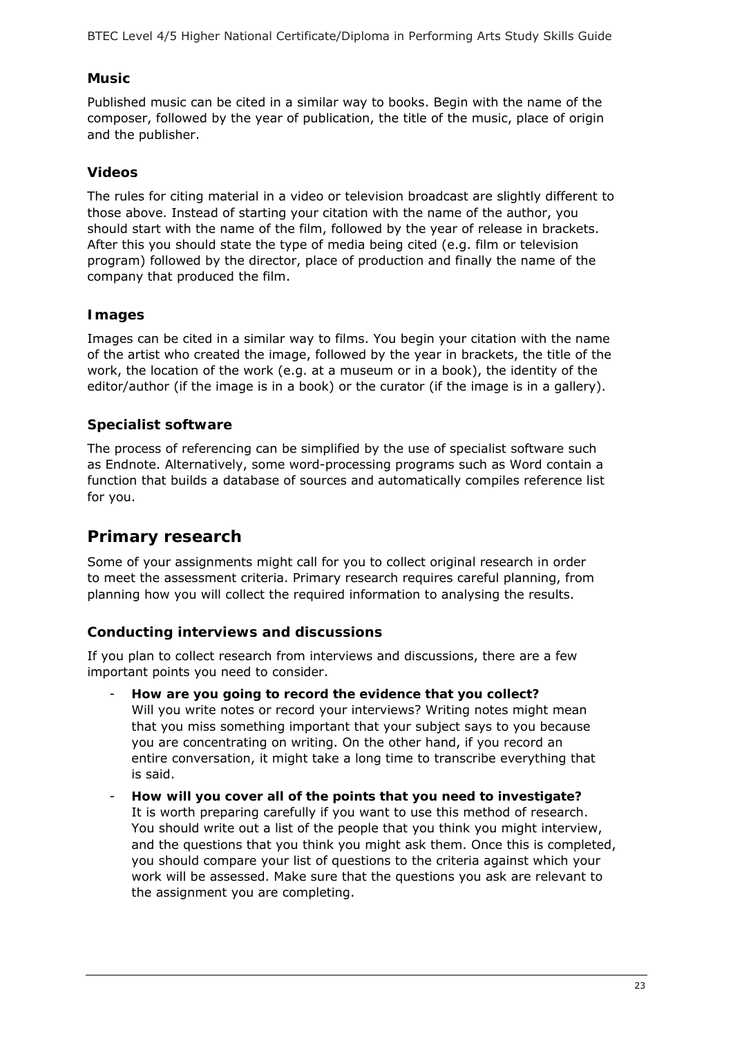### Music

Published music can be cited in a similar way to books. Begin with the name of the composer, followed by the year of publication, the title of the music, place of origin and the publisher.

### Videos

The rules for citing material in a video or television broadcast are slightly different to those above. Instead of starting your citation with the name of the author, you should start with the name of the film, followed by the year of release in brackets. After this you should state the type of media being cited (e.g. film or television program) followed by the director, place of production and finally the name of the company that produced the film.

### Images

Images can be cited in a similar way to films. You begin your citation with the name of the artist who created the image, followed by the year in brackets, the title of the work, the location of the work (e.g. at a museum or in a book), the identity of the editor/author (if the image is in a book) or the curator (if the image is in a gallery).

### Specialist software

The process of referencing can be simplified by the use of specialist software such as Endnote. Alternatively, some word-processing programs such as Word contain a function that builds a database of sources and automatically compiles reference list for you.

## Primary research

Some of your assignments might call for you to collect original research in order to meet the assessment criteria. Primary research requires careful planning, from planning how you will collect the required information to analysing the results.

### Conducting interviews and discussions

If you plan to collect research from interviews and discussions, there are a few important points you need to consider.

- **How are you going to record the evidence that you collect?**
  Will you write notes or record your interviews? Writing notes might mean that you miss something important that your subject says to you because you are concentrating on writing. On the other hand, if you record an entire conversation, it might take a long time to transcribe everything that is said.
- **How will you cover all of the points that you need to investigate?**
  It is worth preparing carefully if you want to use this method of research. You should write out a list of the people that you think you might interview, and the questions that you think you might ask them. Once this is completed, you should compare your list of questions to the criteria against which your work will be assessed. Make sure that the questions you ask are relevant to the assignment you are completing.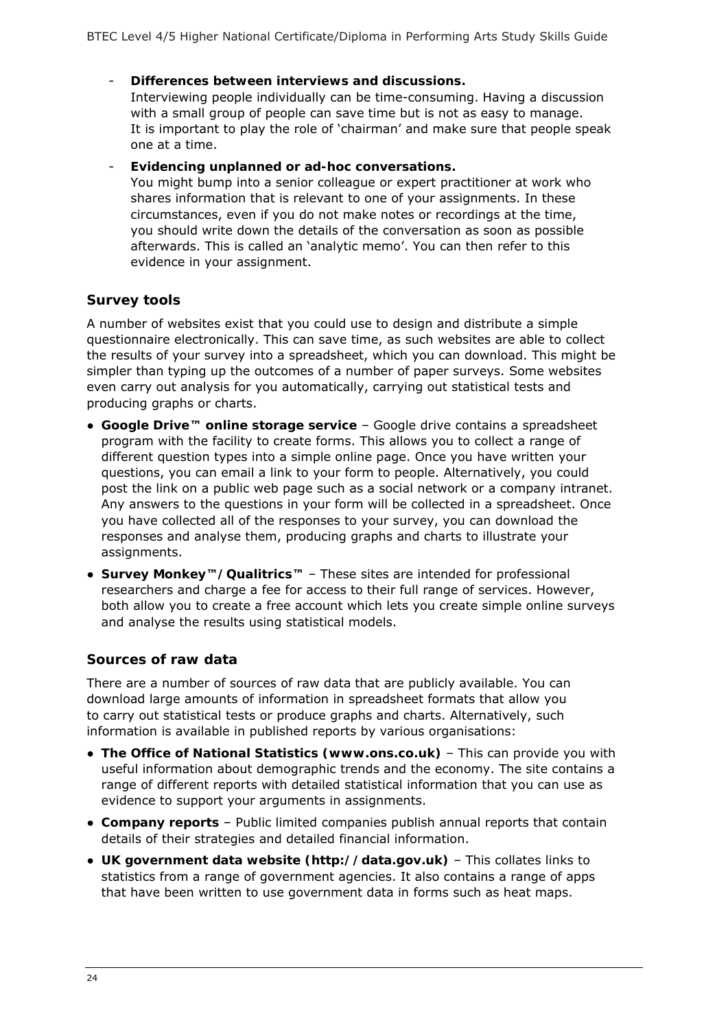- **Differences between interviews and discussions.**
  Interviewing people individually can be time-consuming. Having a discussion with a small group of people can save time but is not as easy to manage. It is important to play the role of 'chairman' and make sure that people speak one at a time.
- **Evidencing unplanned or ad-hoc conversations.**
  You might bump into a senior colleague or expert practitioner at work who shares information that is relevant to one of your assignments. In these circumstances, even if you do not make notes or recordings at the time, you should write down the details of the conversation as soon as possible afterwards. This is called an 'analytic memo'. You can then refer to this evidence in your assignment.

### Survey tools

A number of websites exist that you could use to design and distribute a simple questionnaire electronically. This can save time, as such websites are able to collect the results of your survey into a spreadsheet, which you can download. This might be simpler than typing up the outcomes of a number of paper surveys. Some websites even carry out analysis for you automatically, carrying out statistical tests and producing graphs or charts.

- **Google Drive™ online storage service** – Google drive contains a spreadsheet program with the facility to create forms. This allows you to collect a range of different question types into a simple online page. Once you have written your questions, you can email a link to your form to people. Alternatively, you could post the link on a public web page such as a social network or a company intranet. Any answers to the questions in your form will be collected in a spreadsheet. Once you have collected all of the responses to your survey, you can download the responses and analyse them, producing graphs and charts to illustrate your assignments.
- **Survey Monkey™/Qualitrics™** – These sites are intended for professional researchers and charge a fee for access to their full range of services. However, both allow you to create a free account which lets you create simple online surveys and analyse the results using statistical models.

### Sources of raw data

There are a number of sources of raw data that are publicly available. You can download large amounts of information in spreadsheet formats that allow you to carry out statistical tests or produce graphs and charts. Alternatively, such information is available in published reports by various organisations:

- **The Office of National Statistics (www.ons.co.uk)** – This can provide you with useful information about demographic trends and the economy. The site contains a range of different reports with detailed statistical information that you can use as evidence to support your arguments in assignments.
- **Company reports** – Public limited companies publish annual reports that contain details of their strategies and detailed financial information.
- **UK government data website (http://data.gov.uk)** – This collates links to statistics from a range of government agencies. It also contains a range of apps that have been written to use government data in forms such as heat maps.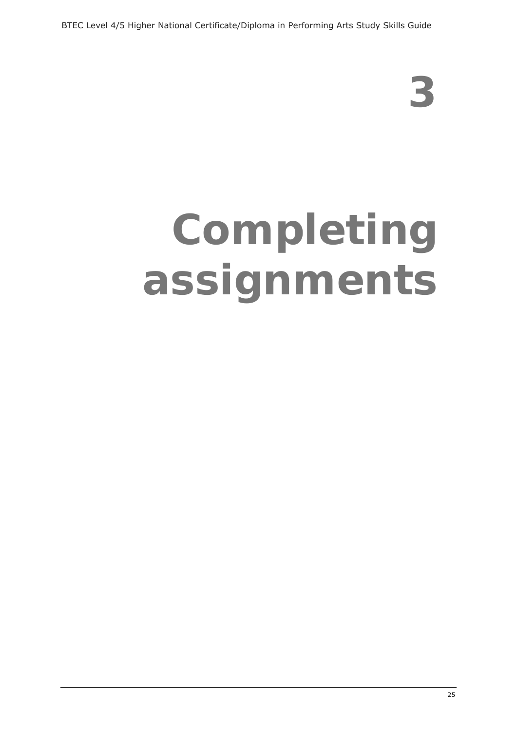# 3

# Completing assignments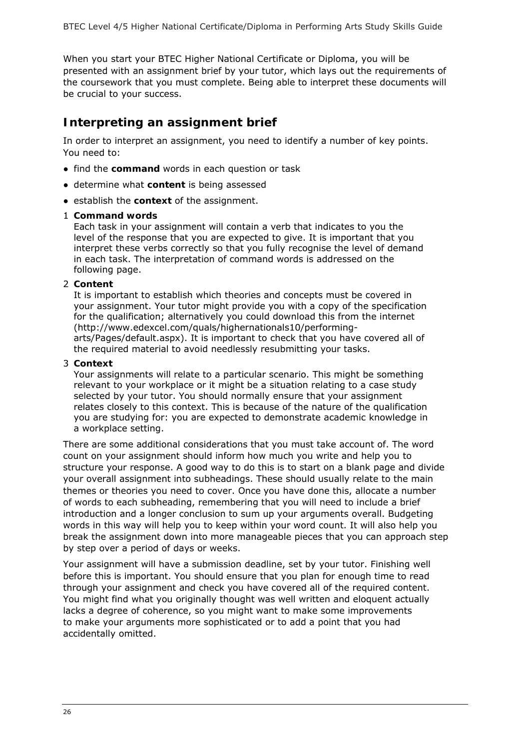When you start your BTEC Higher National Certificate or Diploma, you will be presented with an assignment brief by your tutor, which lays out the requirements of the coursework that you must complete. Being able to interpret these documents will be crucial to your success.

## Interpreting an assignment brief

In order to interpret an assignment, you need to identify a number of key points. You need to:

- find the **command** words in each question or task
- determine what **content** is being assessed
- establish the **context** of the assignment.

1. **Command words**
   Each task in your assignment will contain a verb that indicates to you the level of the response that you are expected to give. It is important that you interpret these verbs correctly so that you fully recognise the level of demand in each task. The interpretation of command words is addressed on the following page.

2. **Content**
   It is important to establish which theories and concepts must be covered in your assignment. Your tutor might provide you with a copy of the specification for the qualification; alternatively you could download this from the internet (http://www.edexcel.com/quals/highernationals10/performing-arts/Pages/default.aspx). It is important to check that you have covered all of the required material to avoid needlessly resubmitting your tasks.

3. **Context**
   Your assignments will relate to a particular scenario. This might be something relevant to your workplace or it might be a situation relating to a case study selected by your tutor. You should normally ensure that your assignment relates closely to this context. This is because of the nature of the qualification you are studying for: you are expected to demonstrate academic knowledge in a workplace setting.

There are some additional considerations that you must take account of. The word count on your assignment should inform how much you write and help you to structure your response. A good way to do this is to start on a blank page and divide your overall assignment into subheadings. These should usually relate to the main themes or theories you need to cover. Once you have done this, allocate a number of words to each subheading, remembering that you will need to include a brief introduction and a longer conclusion to sum up your arguments overall. Budgeting words in this way will help you to keep within your word count. It will also help you break the assignment down into more manageable pieces that you can approach step by step over a period of days or weeks.

Your assignment will have a submission deadline, set by your tutor. Finishing well before this is important. You should ensure that you plan for enough time to read through your assignment and check you have covered all of the required content. You might find what you originally thought was well written and eloquent actually lacks a degree of coherence, so you might want to make some improvements to make your arguments more sophisticated or to add a point that you had accidentally omitted.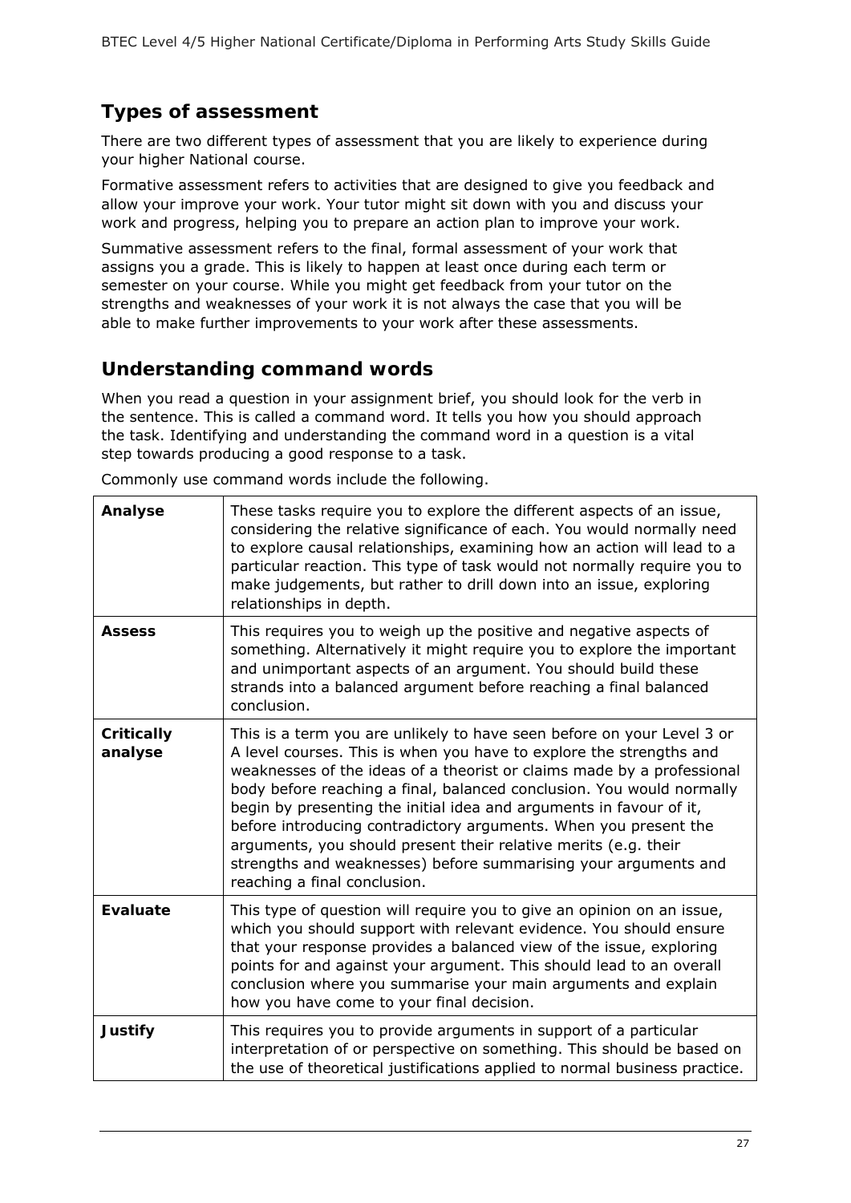## Types of assessment

There are two different types of assessment that you are likely to experience during your higher National course.

Formative assessment refers to activities that are designed to give you feedback and allow your improve your work. Your tutor might sit down with you and discuss your work and progress, helping you to prepare an action plan to improve your work.

Summative assessment refers to the final, formal assessment of your work that assigns you a grade. This is likely to happen at least once during each term or semester on your course. While you might get feedback from your tutor on the strengths and weaknesses of your work it is not always the case that you will be able to make further improvements to your work after these assessments.

## Understanding command words

When you read a question in your assignment brief, you should look for the verb in the sentence. This is called a command word. It tells you how you should approach the task. Identifying and understanding the command word in a question is a vital step towards producing a good response to a task.

Commonly use command words include the following.

| | |
|---|---|
| **Analyse** | These tasks require you to explore the different aspects of an issue, considering the relative significance of each. You would normally need to explore causal relationships, examining how an action will lead to a particular reaction. This type of task would not normally require you to make judgements, but rather to drill down into an issue, exploring relationships in depth. |
| **Assess** | This requires you to weigh up the positive and negative aspects of something. Alternatively it might require you to explore the important and unimportant aspects of an argument. You should build these strands into a balanced argument before reaching a final balanced conclusion. |
| **Critically analyse** | This is a term you are unlikely to have seen before on your Level 3 or A level courses. This is when you have to explore the strengths and weaknesses of the ideas of a theorist or claims made by a professional body before reaching a final, balanced conclusion. You would normally begin by presenting the initial idea and arguments in favour of it, before introducing contradictory arguments. When you present the arguments, you should present their relative merits (e.g. their strengths and weaknesses) before summarising your arguments and reaching a final conclusion. |
| **Evaluate** | This type of question will require you to give an opinion on an issue, which you should support with relevant evidence. You should ensure that your response provides a balanced view of the issue, exploring points for and against your argument. This should lead to an overall conclusion where you summarise your main arguments and explain how you have come to your final decision. |
| **Justify** | This requires you to provide arguments in support of a particular interpretation of or perspective on something. This should be based on the use of theoretical justifications applied to normal business practice. |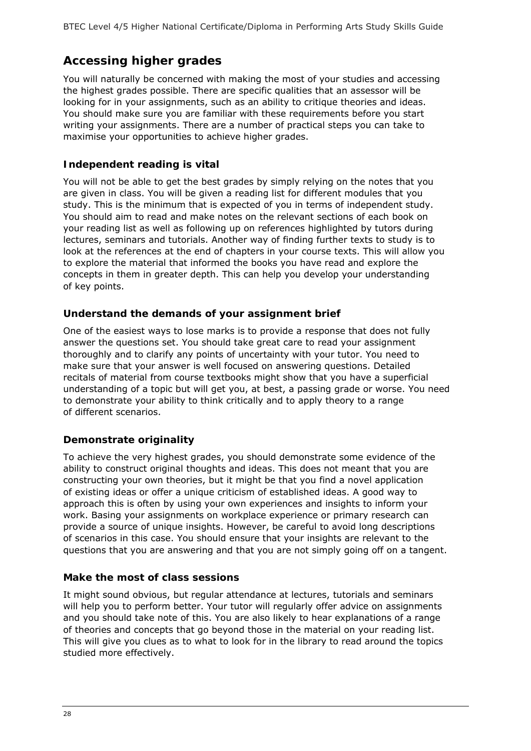## Accessing higher grades

You will naturally be concerned with making the most of your studies and accessing the highest grades possible. There are specific qualities that an assessor will be looking for in your assignments, such as an ability to critique theories and ideas. You should make sure you are familiar with these requirements before you start writing your assignments. There are a number of practical steps you can take to maximise your opportunities to achieve higher grades.

### Independent reading is vital

You will not be able to get the best grades by simply relying on the notes that you are given in class. You will be given a reading list for different modules that you study. This is the minimum that is expected of you in terms of independent study. You should aim to read and make notes on the relevant sections of each book on your reading list as well as following up on references highlighted by tutors during lectures, seminars and tutorials. Another way of finding further texts to study is to look at the references at the end of chapters in your course texts. This will allow you to explore the material that informed the books you have read and explore the concepts in them in greater depth. This can help you develop your understanding of key points.

### Understand the demands of your assignment brief

One of the easiest ways to lose marks is to provide a response that does not fully answer the questions set. You should take great care to read your assignment thoroughly and to clarify any points of uncertainty with your tutor. You need to make sure that your answer is well focused on answering questions. Detailed recitals of material from course textbooks might show that you have a superficial understanding of a topic but will get you, at best, a passing grade or worse. You need to demonstrate your ability to think critically and to apply theory to a range of different scenarios.

### Demonstrate originality

To achieve the very highest grades, you should demonstrate some evidence of the ability to construct original thoughts and ideas. This does not meant that you are constructing your own theories, but it might be that you find a novel application of existing ideas or offer a unique criticism of established ideas. A good way to approach this is often by using your own experiences and insights to inform your work. Basing your assignments on workplace experience or primary research can provide a source of unique insights. However, be careful to avoid long descriptions of scenarios in this case. You should ensure that your insights are relevant to the questions that you are answering and that you are not simply going off on a tangent.

### Make the most of class sessions

It might sound obvious, but regular attendance at lectures, tutorials and seminars will help you to perform better. Your tutor will regularly offer advice on assignments and you should take note of this. You are also likely to hear explanations of a range of theories and concepts that go beyond those in the material on your reading list. This will give you clues as to what to look for in the library to read around the topics studied more effectively.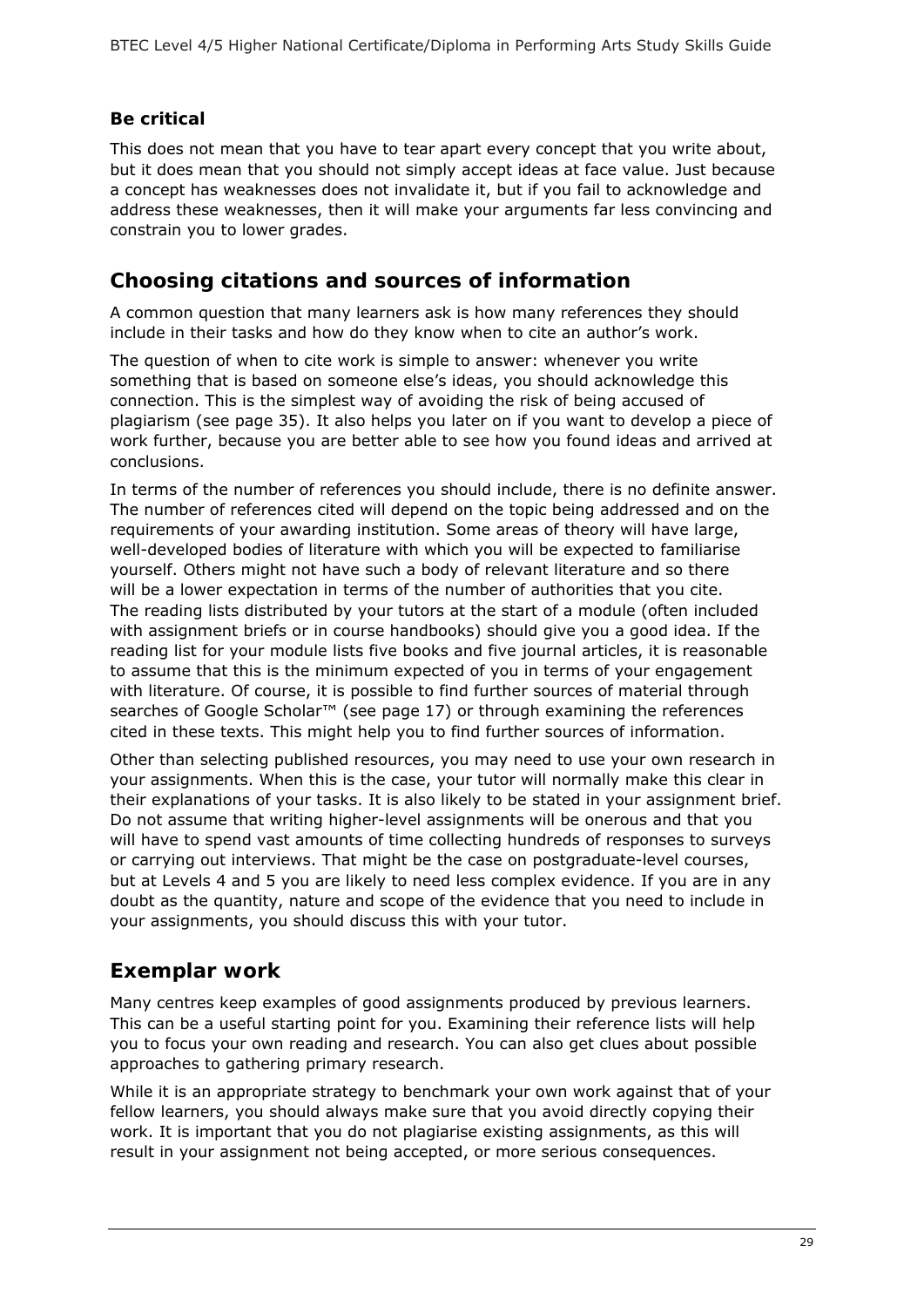### Be critical

This does not mean that you have to tear apart every concept that you write about, but it does mean that you should not simply accept ideas at face value. Just because a concept has weaknesses does not invalidate it, but if you fail to acknowledge and address these weaknesses, then it will make your arguments far less convincing and constrain you to lower grades.

## Choosing citations and sources of information

A common question that many learners ask is how many references they should include in their tasks and how do they know when to cite an author's work.

The question of when to cite work is simple to answer: whenever you write something that is based on someone else's ideas, you should acknowledge this connection. This is the simplest way of avoiding the risk of being accused of plagiarism (see page 35). It also helps you later on if you want to develop a piece of work further, because you are better able to see how you found ideas and arrived at conclusions.

In terms of the number of references you should include, there is no definite answer. The number of references cited will depend on the topic being addressed and on the requirements of your awarding institution. Some areas of theory will have large, well-developed bodies of literature with which you will be expected to familiarise yourself. Others might not have such a body of relevant literature and so there will be a lower expectation in terms of the number of authorities that you cite. The reading lists distributed by your tutors at the start of a module (often included with assignment briefs or in course handbooks) should give you a good idea. If the reading list for your module lists five books and five journal articles, it is reasonable to assume that this is the minimum expected of you in terms of your engagement with literature. Of course, it is possible to find further sources of material through searches of Google Scholar™ (see page 17) or through examining the references cited in these texts. This might help you to find further sources of information.

Other than selecting published resources, you may need to use your own research in your assignments. When this is the case, your tutor will normally make this clear in their explanations of your tasks. It is also likely to be stated in your assignment brief. Do not assume that writing higher-level assignments will be onerous and that you will have to spend vast amounts of time collecting hundreds of responses to surveys or carrying out interviews. That might be the case on postgraduate-level courses, but at Levels 4 and 5 you are likely to need less complex evidence. If you are in any doubt as the quantity, nature and scope of the evidence that you need to include in your assignments, you should discuss this with your tutor.

## Exemplar work

Many centres keep examples of good assignments produced by previous learners. This can be a useful starting point for you. Examining their reference lists will help you to focus your own reading and research. You can also get clues about possible approaches to gathering primary research.

While it is an appropriate strategy to benchmark your own work against that of your fellow learners, you should always make sure that you avoid directly copying their work. It is important that you do not plagiarise existing assignments, as this will result in your assignment not being accepted, or more serious consequences.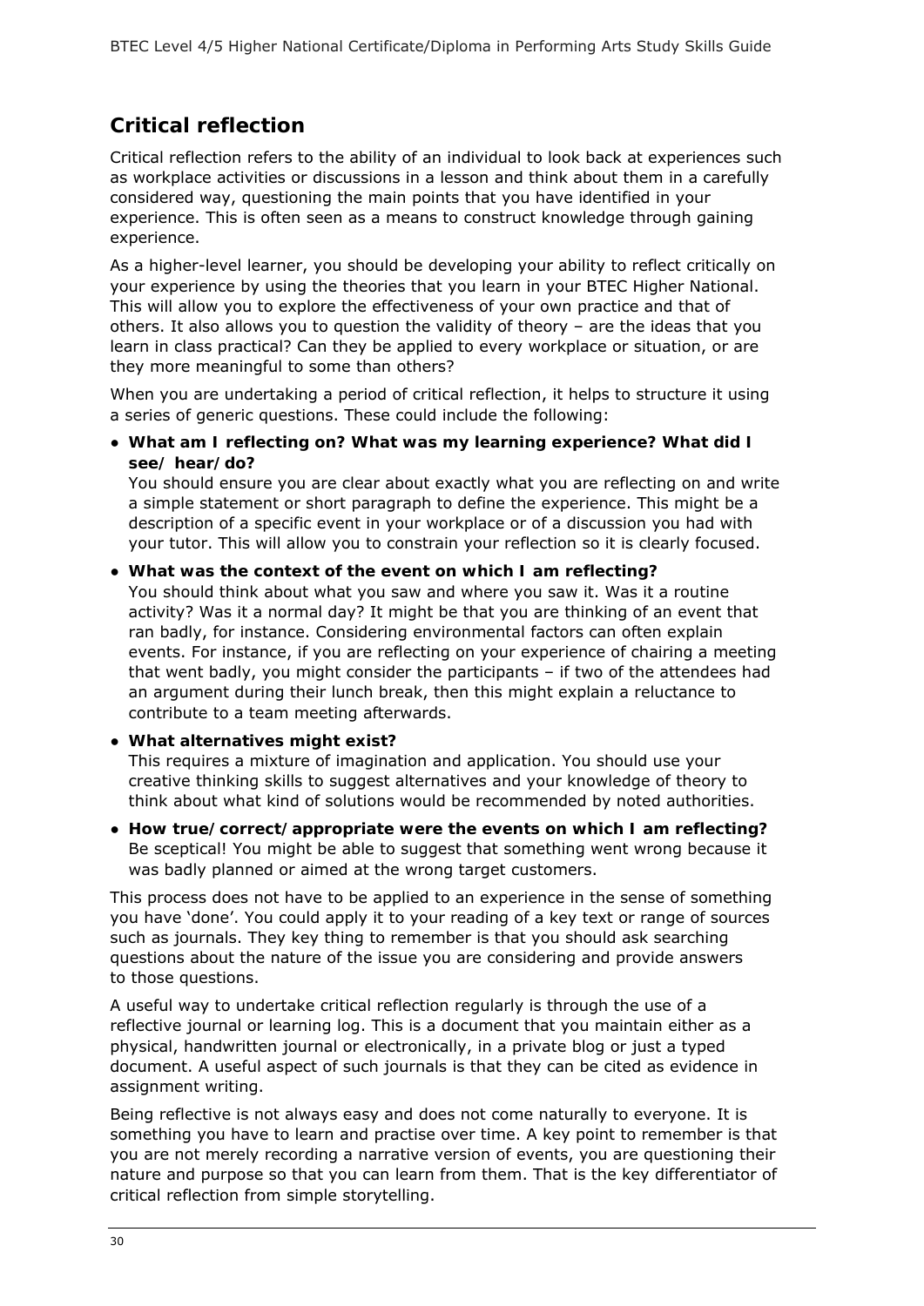## Critical reflection

Critical reflection refers to the ability of an individual to look back at experiences such as workplace activities or discussions in a lesson and think about them in a carefully considered way, questioning the main points that you have identified in your experience. This is often seen as a means to construct knowledge through gaining experience.

As a higher-level learner, you should be developing your ability to reflect critically on your experience by using the theories that you learn in your BTEC Higher National. This will allow you to explore the effectiveness of your own practice and that of others. It also allows you to question the validity of theory – are the ideas that you learn in class practical? Can they be applied to every workplace or situation, or are they more meaningful to some than others?

When you are undertaking a period of critical reflection, it helps to structure it using a series of generic questions. These could include the following:

- **What am I reflecting on? What was my learning experience? What did I see/ hear/do?**
  You should ensure you are clear about exactly what you are reflecting on and write a simple statement or short paragraph to define the experience. This might be a description of a specific event in your workplace or of a discussion you had with your tutor. This will allow you to constrain your reflection so it is clearly focused.
- **What was the context of the event on which I am reflecting?**
  You should think about what you saw and where you saw it. Was it a routine activity? Was it a normal day? It might be that you are thinking of an event that ran badly, for instance. Considering environmental factors can often explain events. For instance, if you are reflecting on your experience of chairing a meeting that went badly, you might consider the participants – if two of the attendees had an argument during their lunch break, then this might explain a reluctance to contribute to a team meeting afterwards.
- **What alternatives might exist?**
  This requires a mixture of imagination and application. You should use your creative thinking skills to suggest alternatives and your knowledge of theory to think about what kind of solutions would be recommended by noted authorities.
- **How true/correct/appropriate were the events on which I am reflecting?**
  Be sceptical! You might be able to suggest that something went wrong because it was badly planned or aimed at the wrong target customers.

This process does not have to be applied to an experience in the sense of something you have 'done'. You could apply it to your reading of a key text or range of sources such as journals. They key thing to remember is that you should ask searching questions about the nature of the issue you are considering and provide answers to those questions.

A useful way to undertake critical reflection regularly is through the use of a reflective journal or learning log. This is a document that you maintain either as a physical, handwritten journal or electronically, in a private blog or just a typed document. A useful aspect of such journals is that they can be cited as evidence in assignment writing.

Being reflective is not always easy and does not come naturally to everyone. It is something you have to learn and practise over time. A key point to remember is that you are not merely recording a narrative version of events, you are questioning their nature and purpose so that you can learn from them. That is the key differentiator of critical reflection from simple storytelling.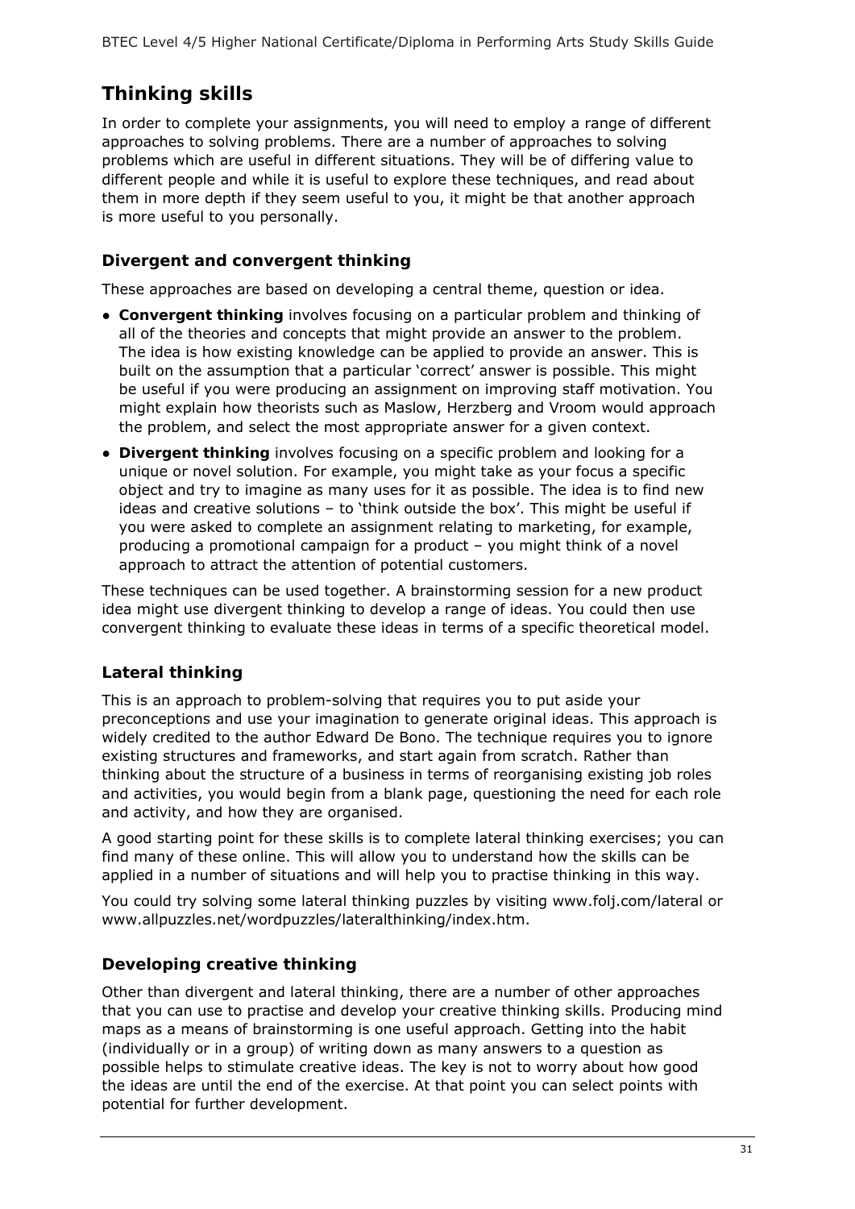## Thinking skills

In order to complete your assignments, you will need to employ a range of different approaches to solving problems. There are a number of approaches to solving problems which are useful in different situations. They will be of differing value to different people and while it is useful to explore these techniques, and read about them in more depth if they seem useful to you, it might be that another approach is more useful to you personally.

### Divergent and convergent thinking

These approaches are based on developing a central theme, question or idea.

- **Convergent thinking** involves focusing on a particular problem and thinking of all of the theories and concepts that might provide an answer to the problem. The idea is how existing knowledge can be applied to provide an answer. This is built on the assumption that a particular 'correct' answer is possible. This might be useful if you were producing an assignment on improving staff motivation. You might explain how theorists such as Maslow, Herzberg and Vroom would approach the problem, and select the most appropriate answer for a given context.
- **Divergent thinking** involves focusing on a specific problem and looking for a unique or novel solution. For example, you might take as your focus a specific object and try to imagine as many uses for it as possible. The idea is to find new ideas and creative solutions – to 'think outside the box'. This might be useful if you were asked to complete an assignment relating to marketing, for example, producing a promotional campaign for a product – you might think of a novel approach to attract the attention of potential customers.

These techniques can be used together. A brainstorming session for a new product idea might use divergent thinking to develop a range of ideas. You could then use convergent thinking to evaluate these ideas in terms of a specific theoretical model.

### Lateral thinking

This is an approach to problem-solving that requires you to put aside your preconceptions and use your imagination to generate original ideas. This approach is widely credited to the author Edward De Bono. The technique requires you to ignore existing structures and frameworks, and start again from scratch. Rather than thinking about the structure of a business in terms of reorganising existing job roles and activities, you would begin from a blank page, questioning the need for each role and activity, and how they are organised.

A good starting point for these skills is to complete lateral thinking exercises; you can find many of these online. This will allow you to understand how the skills can be applied in a number of situations and will help you to practise thinking in this way.

You could try solving some lateral thinking puzzles by visiting www.folj.com/lateral or www.allpuzzles.net/wordpuzzles/lateralthinking/index.htm.

### Developing creative thinking

Other than divergent and lateral thinking, there are a number of other approaches that you can use to practise and develop your creative thinking skills. Producing mind maps as a means of brainstorming is one useful approach. Getting into the habit (individually or in a group) of writing down as many answers to a question as possible helps to stimulate creative ideas. The key is not to worry about how good the ideas are until the end of the exercise. At that point you can select points with potential for further development.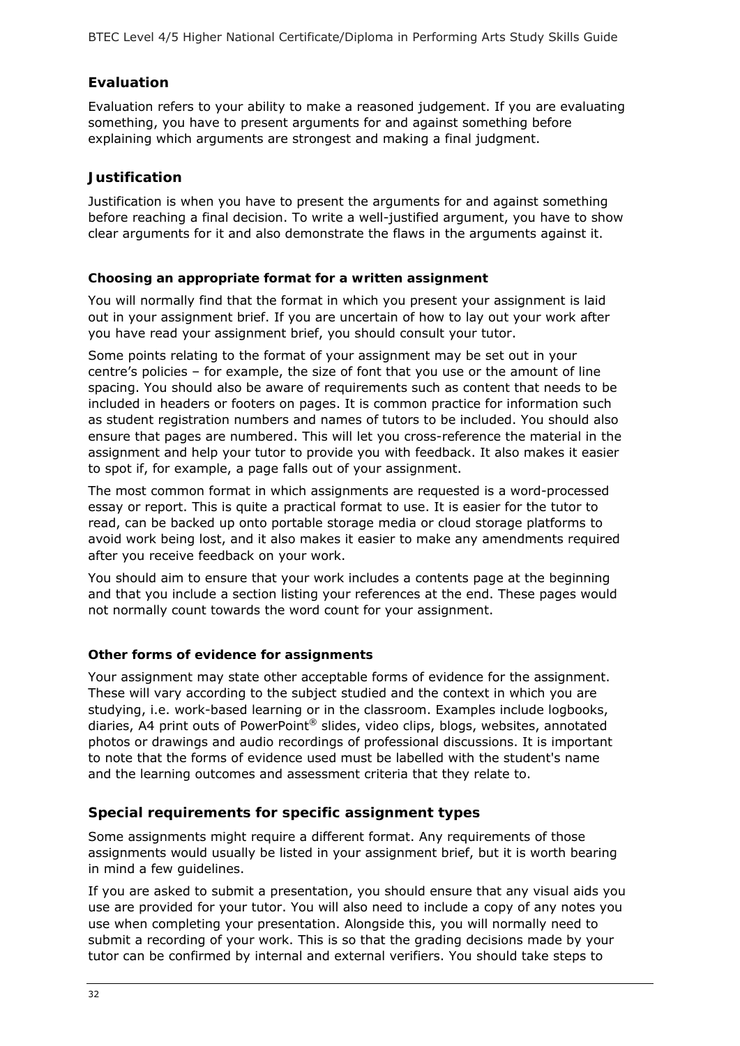## Evaluation

Evaluation refers to your ability to make a reasoned judgement. If you are evaluating something, you have to present arguments for and against something before explaining which arguments are strongest and making a final judgment.

## Justification

Justification is when you have to present the arguments for and against something before reaching a final decision. To write a well-justified argument, you have to show clear arguments for it and also demonstrate the flaws in the arguments against it.

### Choosing an appropriate format for a written assignment

You will normally find that the format in which you present your assignment is laid out in your assignment brief. If you are uncertain of how to lay out your work after you have read your assignment brief, you should consult your tutor.

Some points relating to the format of your assignment may be set out in your centre's policies – for example, the size of font that you use or the amount of line spacing. You should also be aware of requirements such as content that needs to be included in headers or footers on pages. It is common practice for information such as student registration numbers and names of tutors to be included. You should also ensure that pages are numbered. This will let you cross-reference the material in the assignment and help your tutor to provide you with feedback. It also makes it easier to spot if, for example, a page falls out of your assignment.

The most common format in which assignments are requested is a word-processed essay or report. This is quite a practical format to use. It is easier for the tutor to read, can be backed up onto portable storage media or cloud storage platforms to avoid work being lost, and it also makes it easier to make any amendments required after you receive feedback on your work.

You should aim to ensure that your work includes a contents page at the beginning and that you include a section listing your references at the end. These pages would not normally count towards the word count for your assignment.

### Other forms of evidence for assignments

Your assignment may state other acceptable forms of evidence for the assignment. These will vary according to the subject studied and the context in which you are studying, i.e. work-based learning or in the classroom. Examples include logbooks, diaries, A4 print outs of PowerPoint® slides, video clips, blogs, websites, annotated photos or drawings and audio recordings of professional discussions. It is important to note that the forms of evidence used must be labelled with the student's name and the learning outcomes and assessment criteria that they relate to.

## Special requirements for specific assignment types

Some assignments might require a different format. Any requirements of those assignments would usually be listed in your assignment brief, but it is worth bearing in mind a few guidelines.

If you are asked to submit a presentation, you should ensure that any visual aids you use are provided for your tutor. You will also need to include a copy of any notes you use when completing your presentation. Alongside this, you will normally need to submit a recording of your work. This is so that the grading decisions made by your tutor can be confirmed by internal and external verifiers. You should take steps to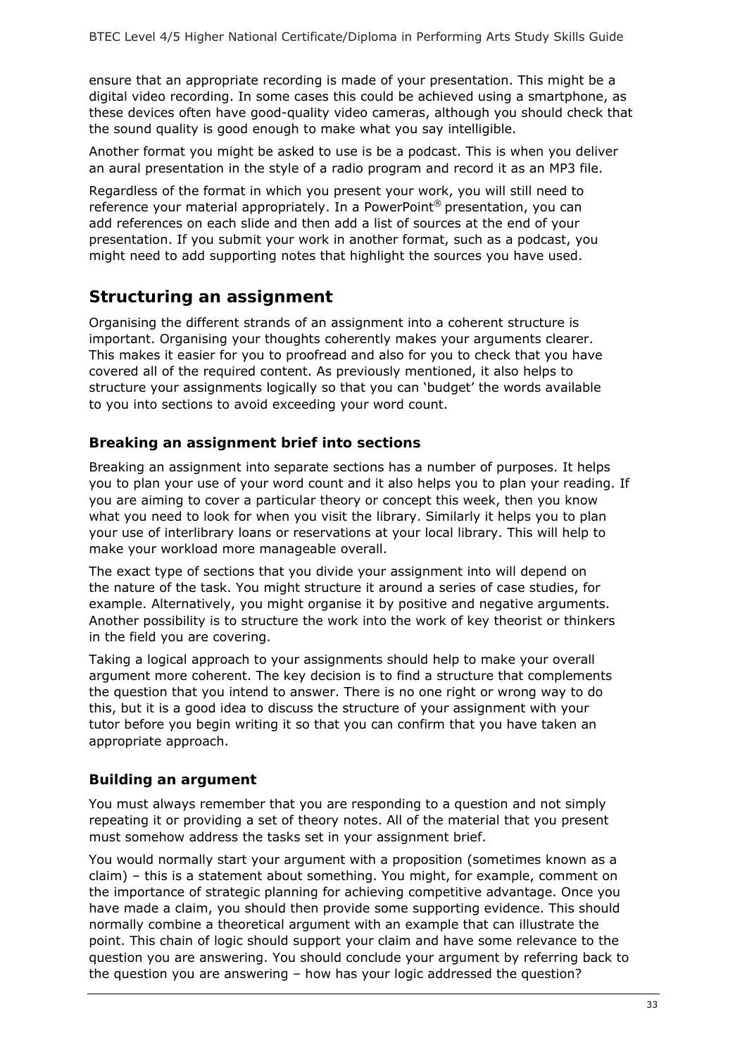ensure that an appropriate recording is made of your presentation. This might be a digital video recording. In some cases this could be achieved using a smartphone, as these devices often have good-quality video cameras, although you should check that the sound quality is good enough to make what you say intelligible.

Another format you might be asked to use is be a podcast. This is when you deliver an aural presentation in the style of a radio program and record it as an MP3 file.

Regardless of the format in which you present your work, you will still need to reference your material appropriately. In a PowerPoint® presentation, you can add references on each slide and then add a list of sources at the end of your presentation. If you submit your work in another format, such as a podcast, you might need to add supporting notes that highlight the sources you have used.

## Structuring an assignment

Organising the different strands of an assignment into a coherent structure is important. Organising your thoughts coherently makes your arguments clearer. This makes it easier for you to proofread and also for you to check that you have covered all of the required content. As previously mentioned, it also helps to structure your assignments logically so that you can 'budget' the words available to you into sections to avoid exceeding your word count.

### Breaking an assignment brief into sections

Breaking an assignment into separate sections has a number of purposes. It helps you to plan your use of your word count and it also helps you to plan your reading. If you are aiming to cover a particular theory or concept this week, then you know what you need to look for when you visit the library. Similarly it helps you to plan your use of interlibrary loans or reservations at your local library. This will help to make your workload more manageable overall.

The exact type of sections that you divide your assignment into will depend on the nature of the task. You might structure it around a series of case studies, for example. Alternatively, you might organise it by positive and negative arguments. Another possibility is to structure the work into the work of key theorist or thinkers in the field you are covering.

Taking a logical approach to your assignments should help to make your overall argument more coherent. The key decision is to find a structure that complements the question that you intend to answer. There is no one right or wrong way to do this, but it is a good idea to discuss the structure of your assignment with your tutor before you begin writing it so that you can confirm that you have taken an appropriate approach.

### Building an argument

You must always remember that you are responding to a question and not simply repeating it or providing a set of theory notes. All of the material that you present must somehow address the tasks set in your assignment brief.

You would normally start your argument with a proposition (sometimes known as a claim) – this is a statement about something. You might, for example, comment on the importance of strategic planning for achieving competitive advantage. Once you have made a claim, you should then provide some supporting evidence. This should normally combine a theoretical argument with an example that can illustrate the point. This chain of logic should support your claim and have some relevance to the question you are answering. You should conclude your argument by referring back to the question you are answering – how has your logic addressed the question?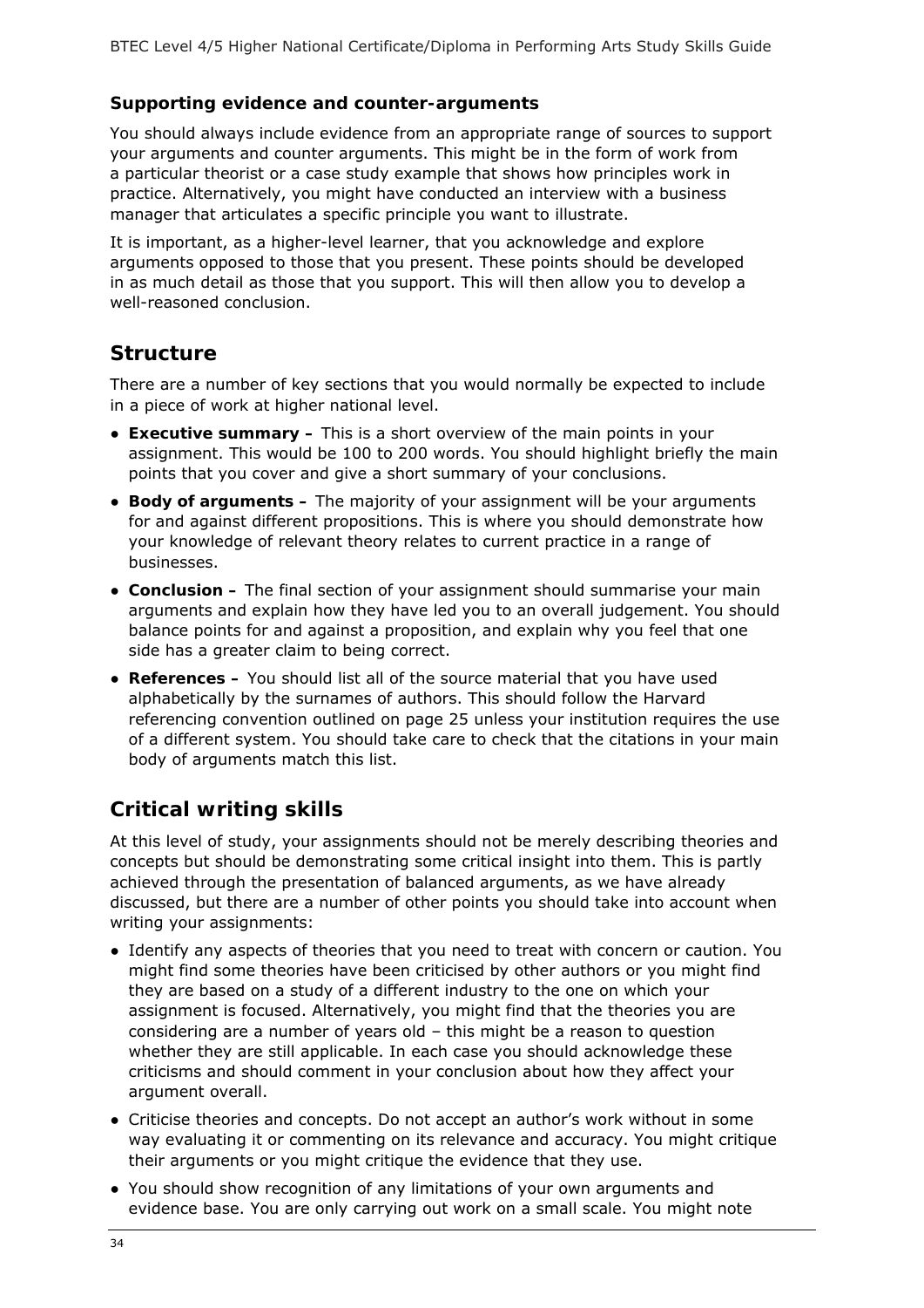### Supporting evidence and counter-arguments

You should always include evidence from an appropriate range of sources to support your arguments and counter arguments. This might be in the form of work from a particular theorist or a case study example that shows how principles work in practice. Alternatively, you might have conducted an interview with a business manager that articulates a specific principle you want to illustrate.

It is important, as a higher-level learner, that you acknowledge and explore arguments opposed to those that you present. These points should be developed in as much detail as those that you support. This will then allow you to develop a well-reasoned conclusion.

## Structure

There are a number of key sections that you would normally be expected to include in a piece of work at higher national level.

- **Executive summary –** This is a short overview of the main points in your assignment. This would be 100 to 200 words. You should highlight briefly the main points that you cover and give a short summary of your conclusions.
- **Body of arguments –** The majority of your assignment will be your arguments for and against different propositions. This is where you should demonstrate how your knowledge of relevant theory relates to current practice in a range of businesses.
- **Conclusion –** The final section of your assignment should summarise your main arguments and explain how they have led you to an overall judgement. You should balance points for and against a proposition, and explain why you feel that one side has a greater claim to being correct.
- **References –** You should list all of the source material that you have used alphabetically by the surnames of authors. This should follow the Harvard referencing convention outlined on page 25 unless your institution requires the use of a different system. You should take care to check that the citations in your main body of arguments match this list.

## Critical writing skills

At this level of study, your assignments should not be merely describing theories and concepts but should be demonstrating some critical insight into them. This is partly achieved through the presentation of balanced arguments, as we have already discussed, but there are a number of other points you should take into account when writing your assignments:

- Identify any aspects of theories that you need to treat with concern or caution. You might find some theories have been criticised by other authors or you might find they are based on a study of a different industry to the one on which your assignment is focused. Alternatively, you might find that the theories you are considering are a number of years old – this might be a reason to question whether they are still applicable. In each case you should acknowledge these criticisms and should comment in your conclusion about how they affect your argument overall.
- Criticise theories and concepts. Do not accept an author's work without in some way evaluating it or commenting on its relevance and accuracy. You might critique their arguments or you might critique the evidence that they use.
- You should show recognition of any limitations of your own arguments and evidence base. You are only carrying out work on a small scale. You might note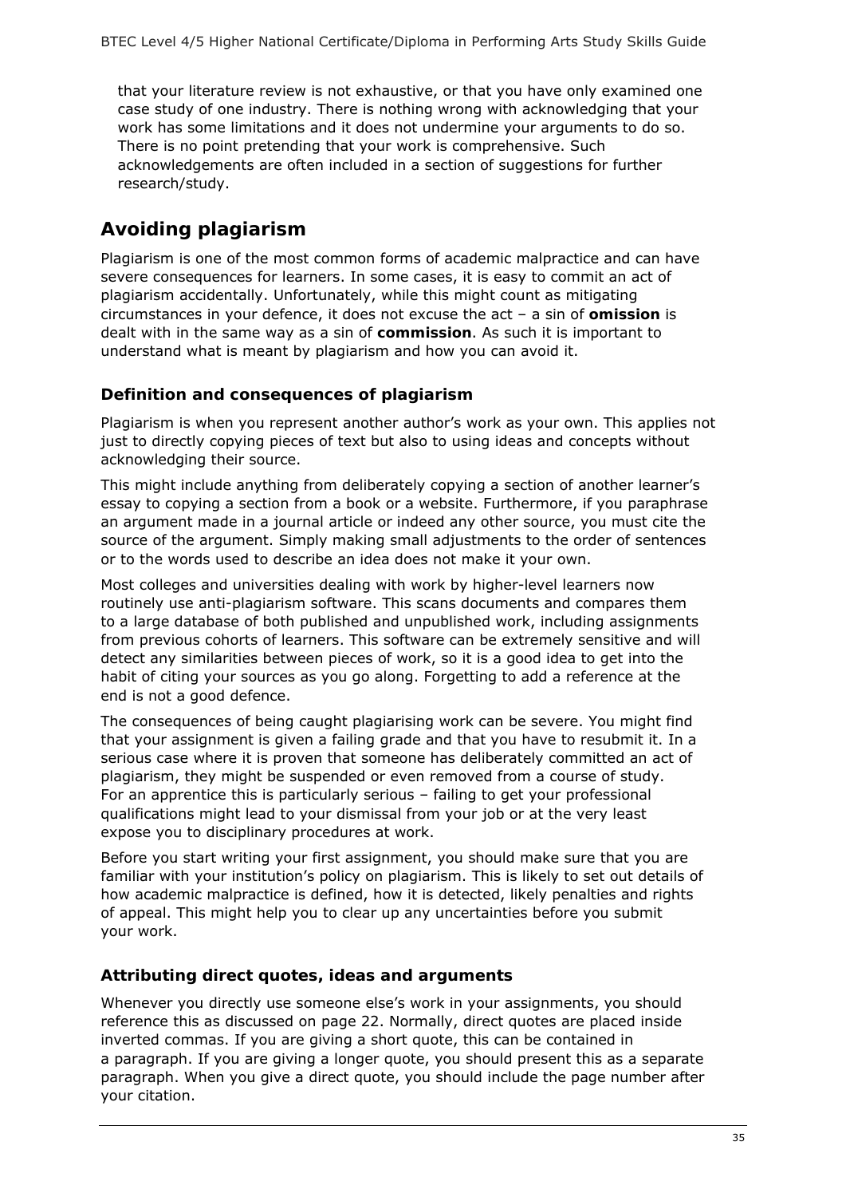that your literature review is not exhaustive, or that you have only examined one case study of one industry. There is nothing wrong with acknowledging that your work has some limitations and it does not undermine your arguments to do so. There is no point pretending that your work is comprehensive. Such acknowledgements are often included in a section of suggestions for further research/study.

## Avoiding plagiarism

Plagiarism is one of the most common forms of academic malpractice and can have severe consequences for learners. In some cases, it is easy to commit an act of plagiarism accidentally. Unfortunately, while this might count as mitigating circumstances in your defence, it does not excuse the act – a sin of **omission** is dealt with in the same way as a sin of **commission**. As such it is important to understand what is meant by plagiarism and how you can avoid it.

### Definition and consequences of plagiarism

Plagiarism is when you represent another author's work as your own. This applies not just to directly copying pieces of text but also to using ideas and concepts without acknowledging their source.

This might include anything from deliberately copying a section of another learner's essay to copying a section from a book or a website. Furthermore, if you paraphrase an argument made in a journal article or indeed any other source, you must cite the source of the argument. Simply making small adjustments to the order of sentences or to the words used to describe an idea does not make it your own.

Most colleges and universities dealing with work by higher-level learners now routinely use anti-plagiarism software. This scans documents and compares them to a large database of both published and unpublished work, including assignments from previous cohorts of learners. This software can be extremely sensitive and will detect any similarities between pieces of work, so it is a good idea to get into the habit of citing your sources as you go along. Forgetting to add a reference at the end is not a good defence.

The consequences of being caught plagiarising work can be severe. You might find that your assignment is given a failing grade and that you have to resubmit it. In a serious case where it is proven that someone has deliberately committed an act of plagiarism, they might be suspended or even removed from a course of study. For an apprentice this is particularly serious – failing to get your professional qualifications might lead to your dismissal from your job or at the very least expose you to disciplinary procedures at work.

Before you start writing your first assignment, you should make sure that you are familiar with your institution's policy on plagiarism. This is likely to set out details of how academic malpractice is defined, how it is detected, likely penalties and rights of appeal. This might help you to clear up any uncertainties before you submit your work.

### Attributing direct quotes, ideas and arguments

Whenever you directly use someone else's work in your assignments, you should reference this as discussed on page 22. Normally, direct quotes are placed inside inverted commas. If you are giving a short quote, this can be contained in a paragraph. If you are giving a longer quote, you should present this as a separate paragraph. When you give a direct quote, you should include the page number after your citation.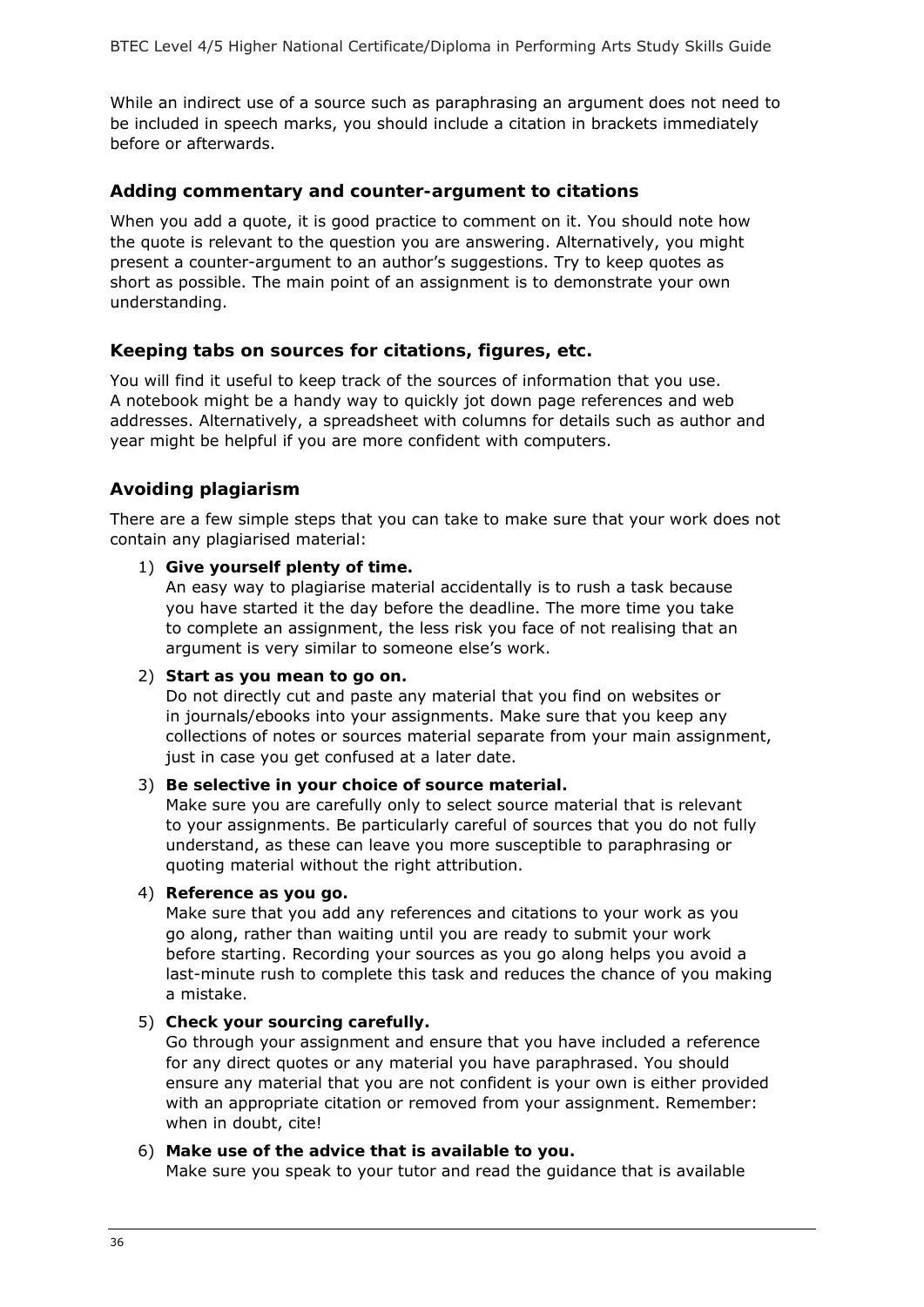While an indirect use of a source such as paraphrasing an argument does not need to be included in speech marks, you should include a citation in brackets immediately before or afterwards.

### Adding commentary and counter-argument to citations

When you add a quote, it is good practice to comment on it. You should note how the quote is relevant to the question you are answering. Alternatively, you might present a counter-argument to an author's suggestions. Try to keep quotes as short as possible. The main point of an assignment is to demonstrate your own understanding.

### Keeping tabs on sources for citations, figures, etc.

You will find it useful to keep track of the sources of information that you use. A notebook might be a handy way to quickly jot down page references and web addresses. Alternatively, a spreadsheet with columns for details such as author and year might be helpful if you are more confident with computers.

### Avoiding plagiarism

There are a few simple steps that you can take to make sure that your work does not contain any plagiarised material:

1) **Give yourself plenty of time.**
   An easy way to plagiarise material accidentally is to rush a task because you have started it the day before the deadline. The more time you take to complete an assignment, the less risk you face of not realising that an argument is very similar to someone else's work.

2) **Start as you mean to go on.**
   Do not directly cut and paste any material that you find on websites or in journals/ebooks into your assignments. Make sure that you keep any collections of notes or sources material separate from your main assignment, just in case you get confused at a later date.

3) **Be selective in your choice of source material.**
   Make sure you are carefully only to select source material that is relevant to your assignments. Be particularly careful of sources that you do not fully understand, as these can leave you more susceptible to paraphrasing or quoting material without the right attribution.

4) **Reference as you go.**
   Make sure that you add any references and citations to your work as you go along, rather than waiting until you are ready to submit your work before starting. Recording your sources as you go along helps you avoid a last-minute rush to complete this task and reduces the chance of you making a mistake.

5) **Check your sourcing carefully.**
   Go through your assignment and ensure that you have included a reference for any direct quotes or any material you have paraphrased. You should ensure any material that you are not confident is your own is either provided with an appropriate citation or removed from your assignment. Remember: when in doubt, cite!

6) **Make use of the advice that is available to you.**
   Make sure you speak to your tutor and read the guidance that is available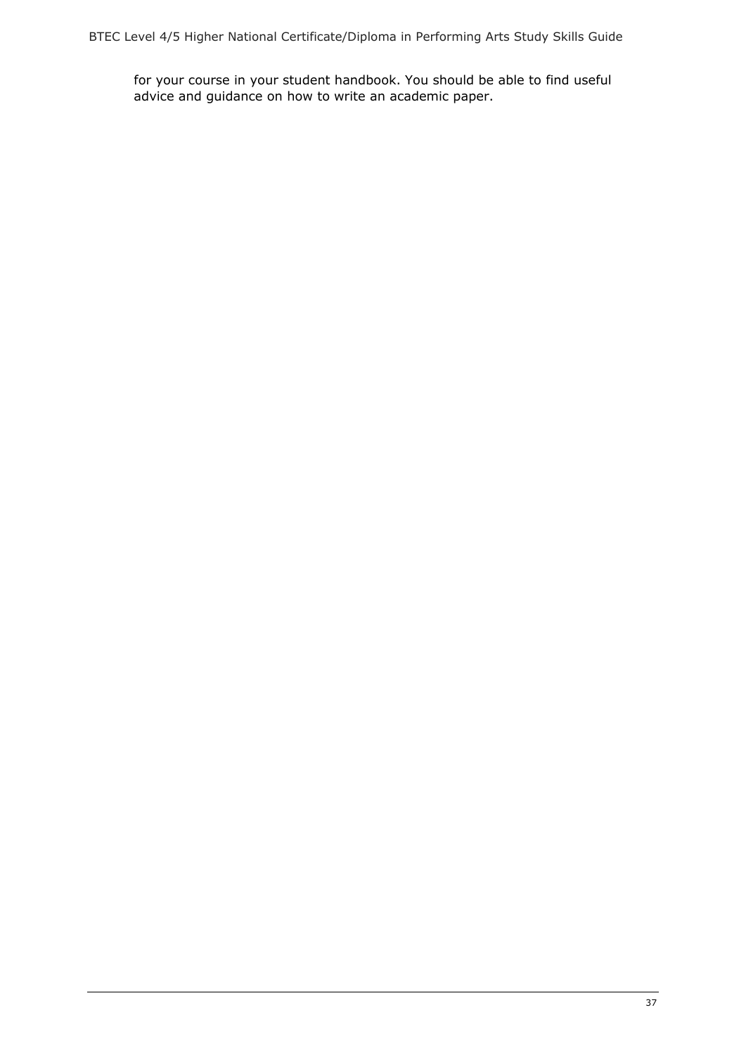for your course in your student handbook. You should be able to find useful advice and guidance on how to write an academic paper.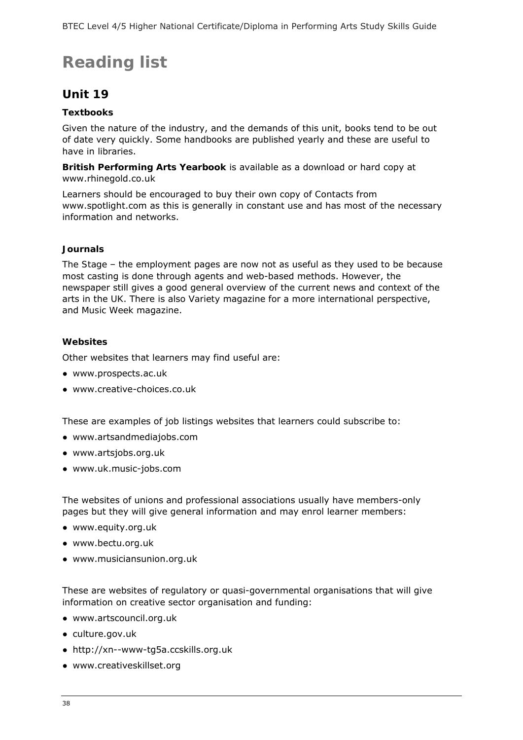# Reading list

## Unit 19

### Textbooks

Given the nature of the industry, and the demands of this unit, books tend to be out of date very quickly. Some handbooks are published yearly and these are useful to have in libraries.

**British Performing Arts Yearbook** is available as a download or hard copy at www.rhinegold.co.uk

Learners should be encouraged to buy their own copy of Contacts from www.spotlight.com as this is generally in constant use and has most of the necessary information and networks.

### Journals

The Stage – the employment pages are now not as useful as they used to be because most casting is done through agents and web-based methods. However, the newspaper still gives a good general overview of the current news and context of the arts in the UK. There is also Variety magazine for a more international perspective, and Music Week magazine.

### Websites

Other websites that learners may find useful are:

- www.prospects.ac.uk
- www.creative-choices.co.uk

These are examples of job listings websites that learners could subscribe to:

- www.artsandmediajobs.com
- www.artsjobs.org.uk
- www.uk.music-jobs.com

The websites of unions and professional associations usually have members-only pages but they will give general information and may enrol learner members:

- www.equity.org.uk
- www.bectu.org.uk
- www.musiciansunion.org.uk

These are websites of regulatory or quasi-governmental organisations that will give information on creative sector organisation and funding:

- www.artscouncil.org.uk
- culture.gov.uk
- http://xn--www-tg5a.ccskills.org.uk
- www.creativeskillset.org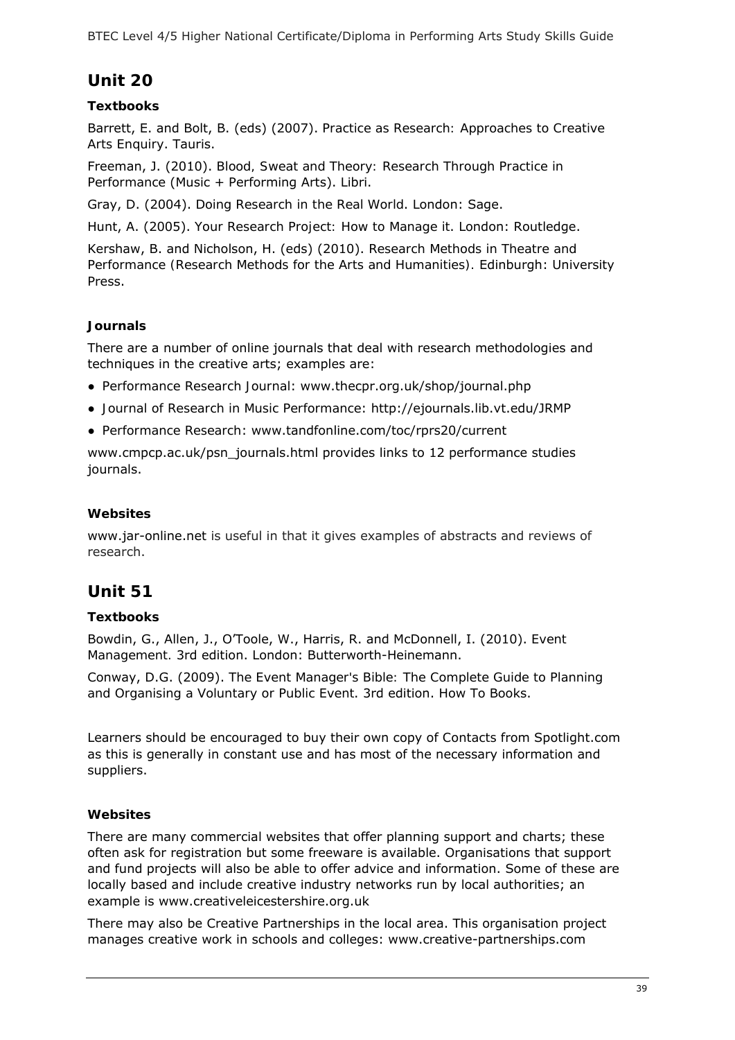## Unit 20

### Textbooks

Barrett, E. and Bolt, B. (eds) (2007). *Practice as Research: Approaches to Creative Arts Enquiry*. Tauris.

Freeman, J. (2010). *Blood, Sweat and Theory: Research Through Practice in Performance (Music + Performing Arts)*. Libri.

Gray, D. (2004). *Doing Research in the Real World*. London: Sage.

Hunt, A. (2005). *Your Research Project: How to Manage it*. London: Routledge.

Kershaw, B. and Nicholson, H. (eds) (2010). *Research Methods in Theatre and Performance (Research Methods for the Arts and Humanities)*. Edinburgh: University Press.

### Journals

There are a number of online journals that deal with research methodologies and techniques in the creative arts; examples are:

- Performance Research Journal: www.thecpr.org.uk/shop/journal.php
- Journal of Research in Music Performance: http://ejournals.lib.vt.edu/JRMP
- Performance Research: www.tandfonline.com/toc/rprs20/current

www.cmpcp.ac.uk/psn_journals.html provides links to 12 performance studies journals.

### Websites

www.jar-online.net is useful in that it gives examples of abstracts and reviews of research.

## Unit 51

### Textbooks

Bowdin, G., Allen, J., O'Toole, W., Harris, R. and McDonnell, I. (2010). *Event Management*. 3rd edition. London: Butterworth-Heinemann.

Conway, D.G. (2009). *The Event Manager's Bible: The Complete Guide to Planning and Organising a Voluntary or Public Event*. 3rd edition. How To Books.

Learners should be encouraged to buy their own copy of *Contacts* from Spotlight.com as this is generally in constant use and has most of the necessary information and suppliers.

### Websites

There are many commercial websites that offer planning support and charts; these often ask for registration but some freeware is available. Organisations that support and fund projects will also be able to offer advice and information. Some of these are locally based and include creative industry networks run by local authorities; an example is www.creativeleicestershire.org.uk

There may also be Creative Partnerships in the local area. This organisation project manages creative work in schools and colleges: www.creative-partnerships.com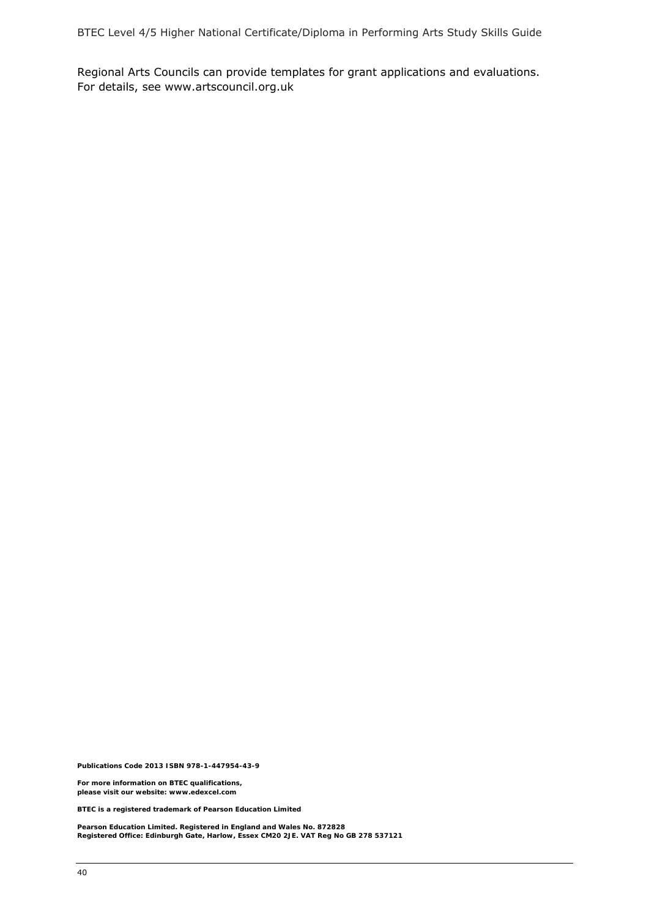Regional Arts Councils can provide templates for grant applications and evaluations. For details, see www.artscouncil.org.uk

**Publications Code 2013 ISBN 978-1-447954-43-9**

**For more information on BTEC qualifications, please visit our website: www.edexcel.com**

**BTEC is a registered trademark of Pearson Education Limited**

**Pearson Education Limited. Registered in England and Wales No. 872828**
**Registered Office: Edinburgh Gate, Harlow, Essex CM20 2JE. VAT Reg No GB 278 537121**